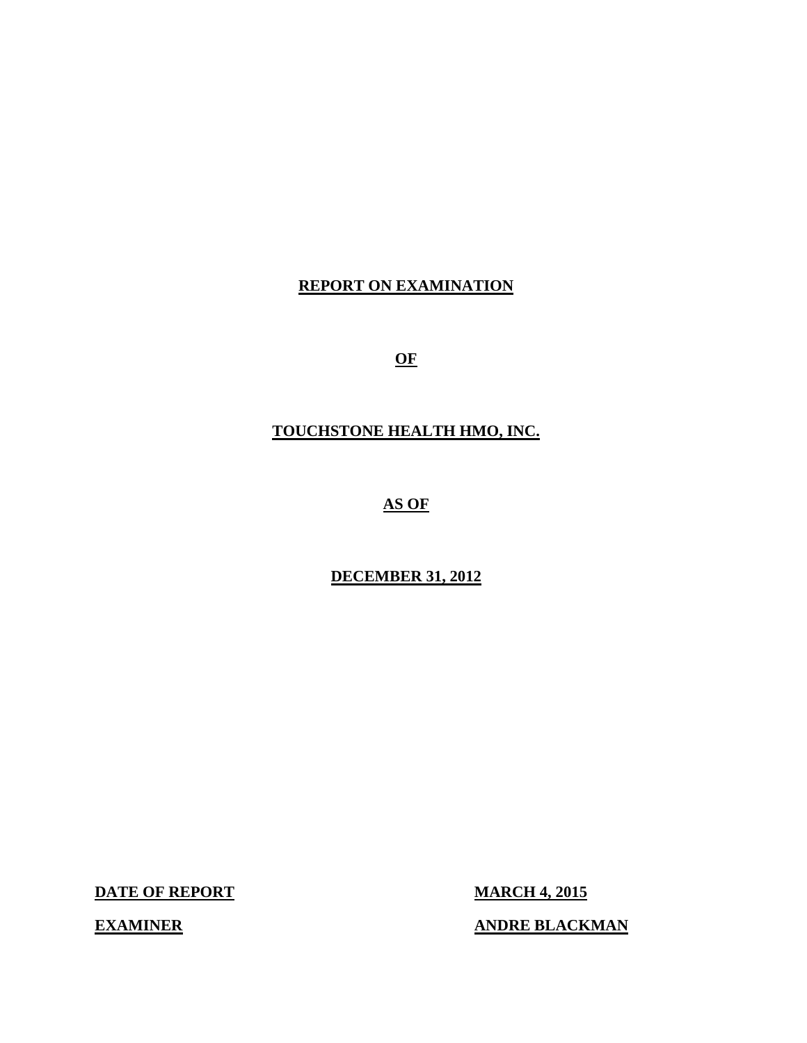**REPORT ON EXAMINATION**

**OF**

**TOUCHSTONE HEALTH HMO, INC.**

**AS OF**

**DECEMBER 31, 2012**

**DATE OF REPORT** **MARCH 4, 2015**

**EXAMINER** **ANDRE BLACKMAN**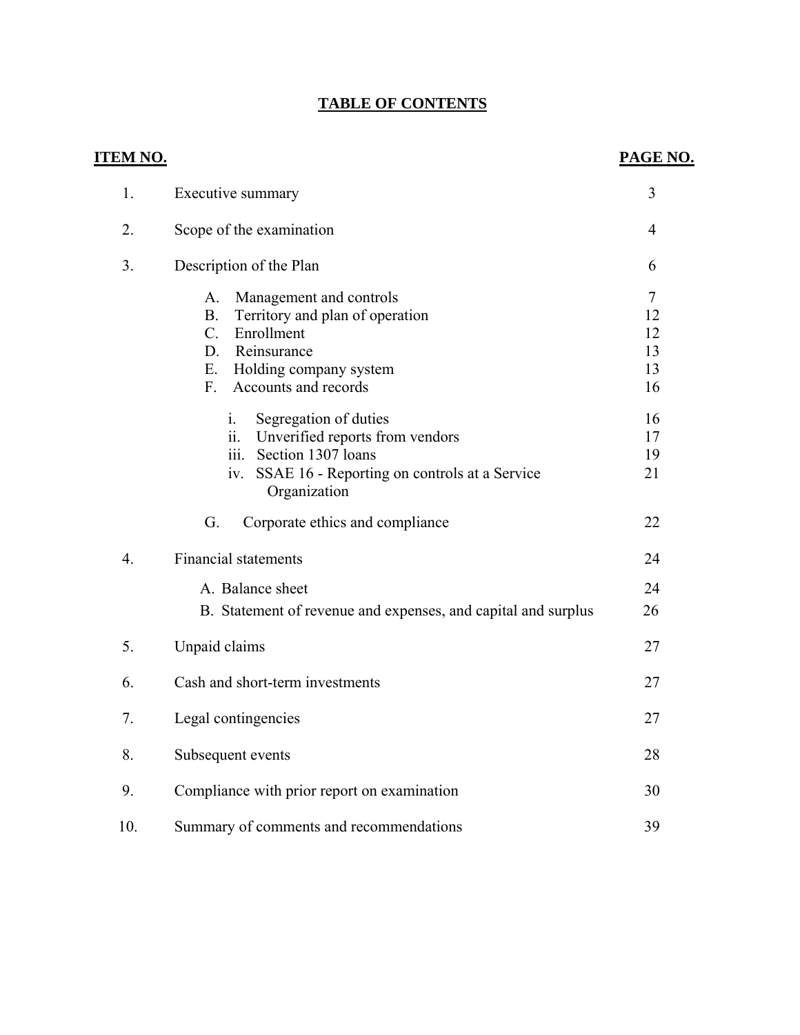# TABLE OF CONTENTS

| ITEM NO. | | PAGE NO. |
|---|---|---|
| 1. | Executive summary | 3 |
| 2. | Scope of the examination | 4 |
| 3. | Description of the Plan | 6 |
| | A. Management and controls | 7 |
| | B. Territory and plan of operation | 12 |
| | C. Enrollment | 12 |
| | D. Reinsurance | 13 |
| | E. Holding company system | 13 |
| | F. Accounts and records | 16 |
| | i. Segregation of duties | 16 |
| | ii. Unverified reports from vendors | 17 |
| | iii. Section 1307 loans | 19 |
| | iv. SSAE 16 - Reporting on controls at a Service Organization | 21 |
| | G. Corporate ethics and compliance | 22 |
| 4. | Financial statements | 24 |
| | A. Balance sheet | 24 |
| | B. Statement of revenue and expenses, and capital and surplus | 26 |
| 5. | Unpaid claims | 27 |
| 6. | Cash and short-term investments | 27 |
| 7. | Legal contingencies | 27 |
| 8. | Subsequent events | 28 |
| 9. | Compliance with prior report on examination | 30 |
| 10. | Summary of comments and recommendations | 39 |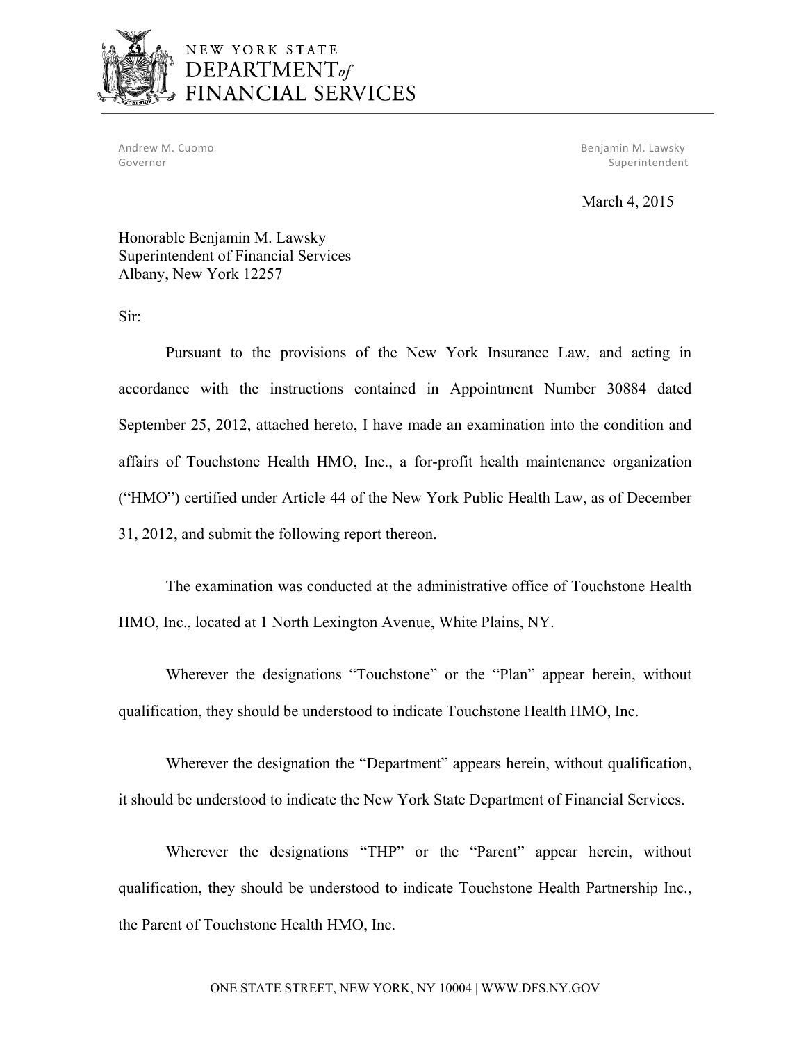NEW YORK STATE
DEPARTMENT *of*
FINANCIAL SERVICES

Andrew M. Cuomo
Governor

Benjamin M. Lawsky
Superintendent

March 4, 2015

Honorable Benjamin M. Lawsky
Superintendent of Financial Services
Albany, New York 12257

Sir:

Pursuant to the provisions of the New York Insurance Law, and acting in accordance with the instructions contained in Appointment Number 30884 dated September 25, 2012, attached hereto, I have made an examination into the condition and affairs of Touchstone Health HMO, Inc., a for-profit health maintenance organization ("HMO") certified under Article 44 of the New York Public Health Law, as of December 31, 2012, and submit the following report thereon.

The examination was conducted at the administrative office of Touchstone Health HMO, Inc., located at 1 North Lexington Avenue, White Plains, NY.

Wherever the designations "Touchstone" or the "Plan" appear herein, without qualification, they should be understood to indicate Touchstone Health HMO, Inc.

Wherever the designation the "Department" appears herein, without qualification, it should be understood to indicate the New York State Department of Financial Services.

Wherever the designations "THP" or the "Parent" appear herein, without qualification, they should be understood to indicate Touchstone Health Partnership Inc., the Parent of Touchstone Health HMO, Inc.

ONE STATE STREET, NEW YORK, NY 10004 | WWW.DFS.NY.GOV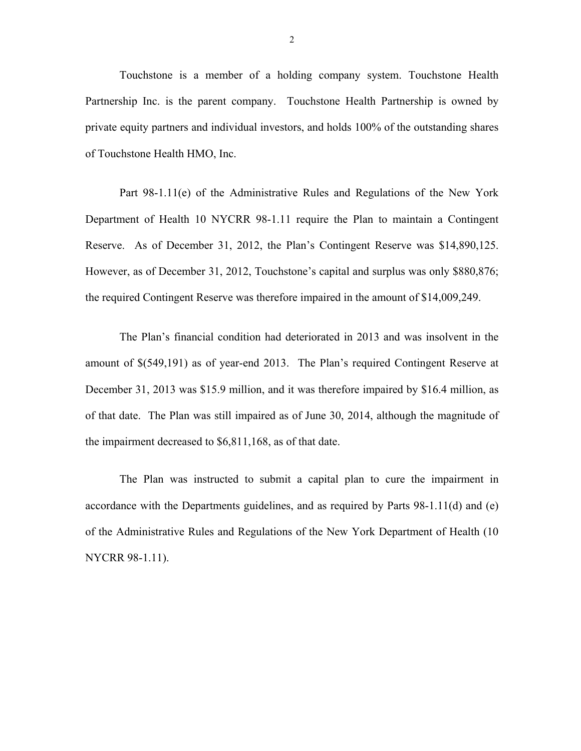Touchstone is a member of a holding company system. Touchstone Health Partnership Inc. is the parent company. Touchstone Health Partnership is owned by private equity partners and individual investors, and holds 100% of the outstanding shares of Touchstone Health HMO, Inc.

Part 98-1.11(e) of the Administrative Rules and Regulations of the New York Department of Health 10 NYCRR 98-1.11 require the Plan to maintain a Contingent Reserve. As of December 31, 2012, the Plan's Contingent Reserve was $14,890,125. However, as of December 31, 2012, Touchstone's capital and surplus was only $880,876; the required Contingent Reserve was therefore impaired in the amount of $14,009,249.

The Plan's financial condition had deteriorated in 2013 and was insolvent in the amount of $(549,191) as of year-end 2013. The Plan's required Contingent Reserve at December 31, 2013 was $15.9 million, and it was therefore impaired by $16.4 million, as of that date. The Plan was still impaired as of June 30, 2014, although the magnitude of the impairment decreased to $6,811,168, as of that date.

The Plan was instructed to submit a capital plan to cure the impairment in accordance with the Departments guidelines, and as required by Parts 98-1.11(d) and (e) of the Administrative Rules and Regulations of the New York Department of Health (10 NYCRR 98-1.11).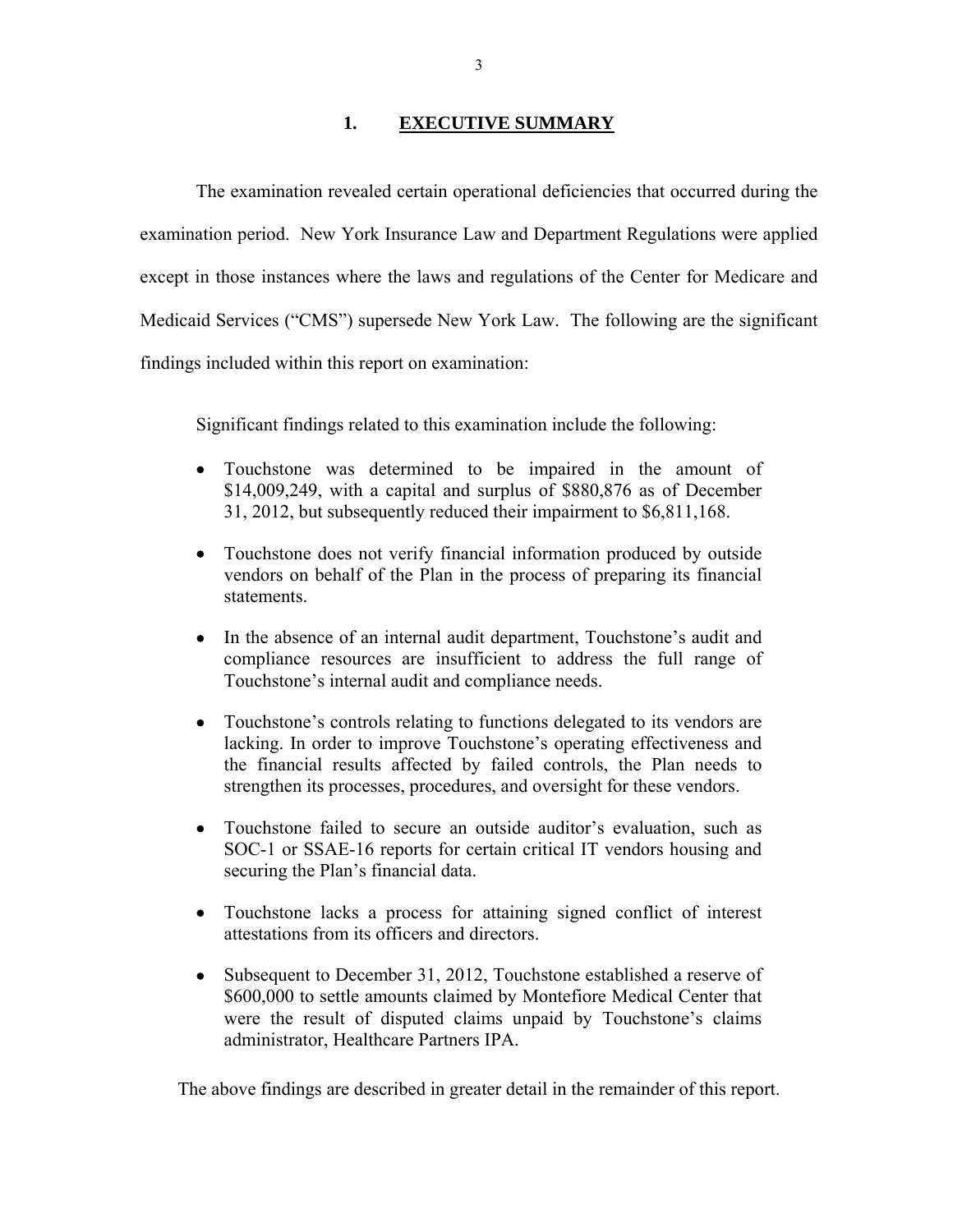## 1. <u>EXECUTIVE SUMMARY</u>

The examination revealed certain operational deficiencies that occurred during the examination period. New York Insurance Law and Department Regulations were applied except in those instances where the laws and regulations of the Center for Medicare and Medicaid Services ("CMS") supersede New York Law. The following are the significant findings included within this report on examination:

Significant findings related to this examination include the following:

- Touchstone was determined to be impaired in the amount of $14,009,249, with a capital and surplus of $880,876 as of December 31, 2012, but subsequently reduced their impairment to $6,811,168.
- Touchstone does not verify financial information produced by outside vendors on behalf of the Plan in the process of preparing its financial statements.
- In the absence of an internal audit department, Touchstone's audit and compliance resources are insufficient to address the full range of Touchstone's internal audit and compliance needs.
- Touchstone's controls relating to functions delegated to its vendors are lacking. In order to improve Touchstone's operating effectiveness and the financial results affected by failed controls, the Plan needs to strengthen its processes, procedures, and oversight for these vendors.
- Touchstone failed to secure an outside auditor's evaluation, such as SOC-1 or SSAE-16 reports for certain critical IT vendors housing and securing the Plan's financial data.
- Touchstone lacks a process for attaining signed conflict of interest attestations from its officers and directors.
- Subsequent to December 31, 2012, Touchstone established a reserve of $600,000 to settle amounts claimed by Montefiore Medical Center that were the result of disputed claims unpaid by Touchstone's claims administrator, Healthcare Partners IPA.

The above findings are described in greater detail in the remainder of this report.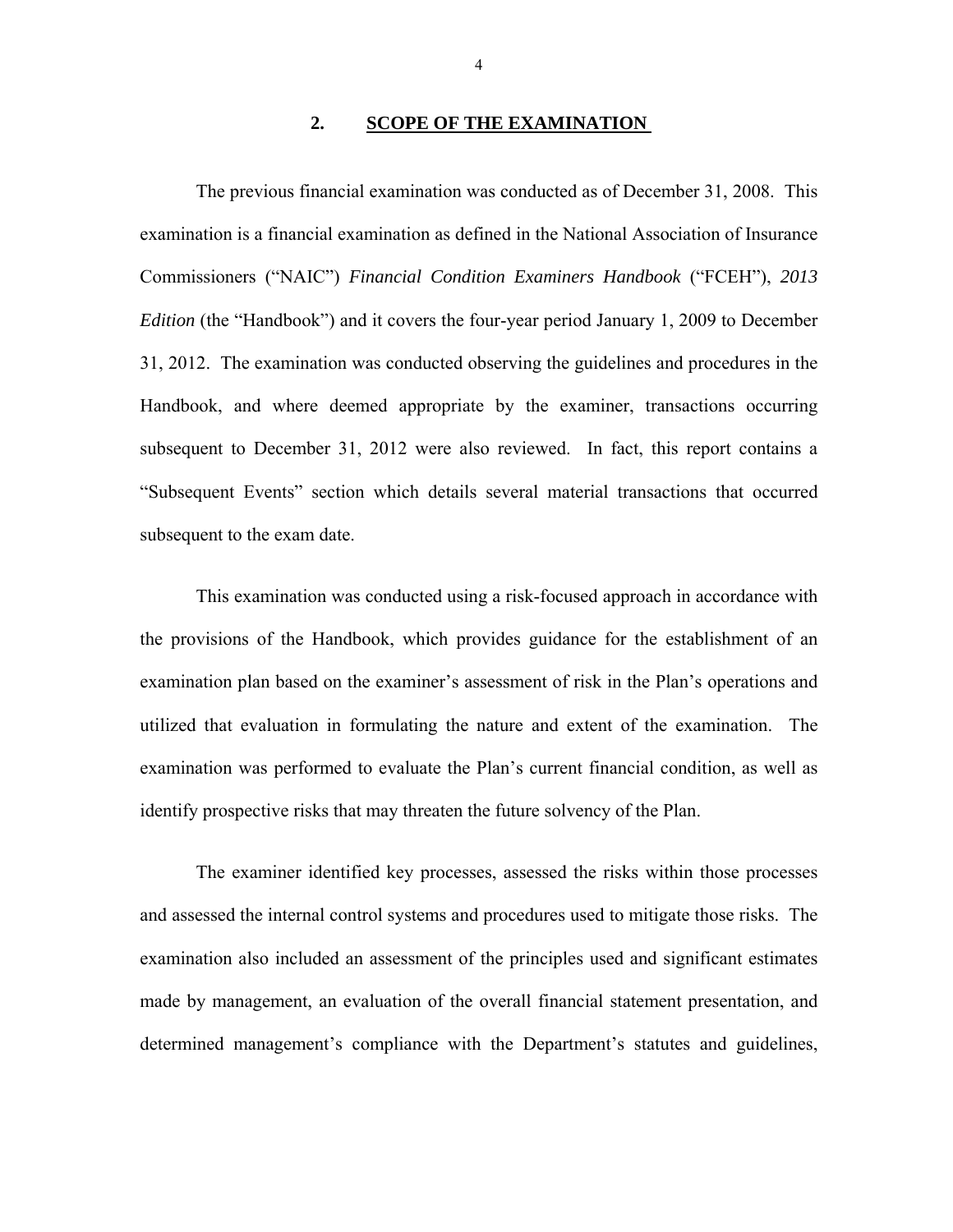## 2. SCOPE OF THE EXAMINATION

The previous financial examination was conducted as of December 31, 2008. This examination is a financial examination as defined in the National Association of Insurance Commissioners ("NAIC") *Financial Condition Examiners Handbook* ("FCEH"), *2013 Edition* (the "Handbook") and it covers the four-year period January 1, 2009 to December 31, 2012. The examination was conducted observing the guidelines and procedures in the Handbook, and where deemed appropriate by the examiner, transactions occurring subsequent to December 31, 2012 were also reviewed. In fact, this report contains a "Subsequent Events" section which details several material transactions that occurred subsequent to the exam date.

This examination was conducted using a risk-focused approach in accordance with the provisions of the Handbook, which provides guidance for the establishment of an examination plan based on the examiner's assessment of risk in the Plan's operations and utilized that evaluation in formulating the nature and extent of the examination. The examination was performed to evaluate the Plan's current financial condition, as well as identify prospective risks that may threaten the future solvency of the Plan.

The examiner identified key processes, assessed the risks within those processes and assessed the internal control systems and procedures used to mitigate those risks. The examination also included an assessment of the principles used and significant estimates made by management, an evaluation of the overall financial statement presentation, and determined management's compliance with the Department's statutes and guidelines,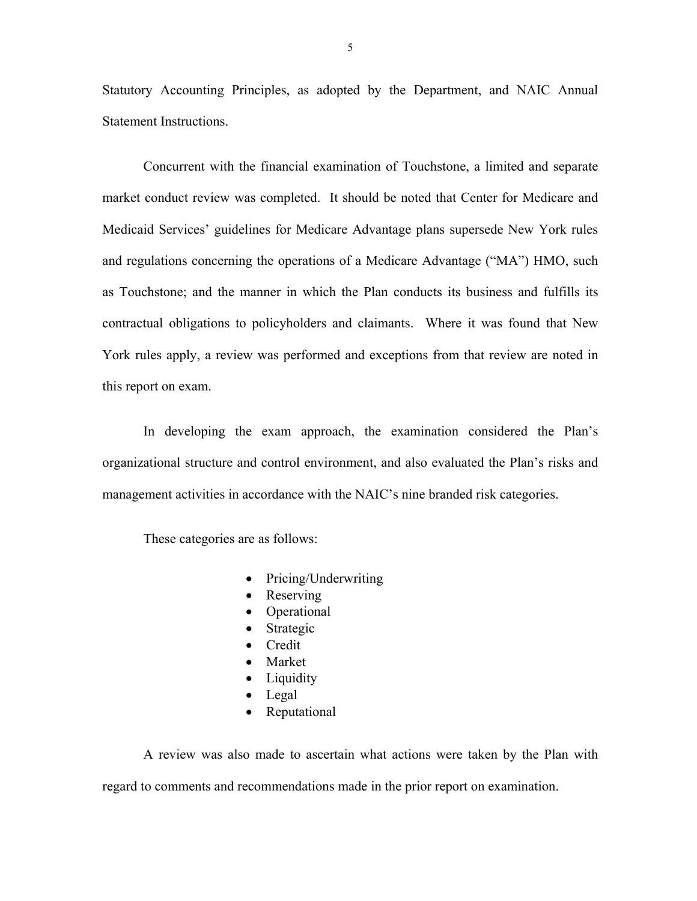Statutory Accounting Principles, as adopted by the Department, and NAIC Annual Statement Instructions.

Concurrent with the financial examination of Touchstone, a limited and separate market conduct review was completed. It should be noted that Center for Medicare and Medicaid Services' guidelines for Medicare Advantage plans supersede New York rules and regulations concerning the operations of a Medicare Advantage ("MA") HMO, such as Touchstone; and the manner in which the Plan conducts its business and fulfills its contractual obligations to policyholders and claimants. Where it was found that New York rules apply, a review was performed and exceptions from that review are noted in this report on exam.

In developing the exam approach, the examination considered the Plan's organizational structure and control environment, and also evaluated the Plan's risks and management activities in accordance with the NAIC's nine branded risk categories.

These categories are as follows:

- Pricing/Underwriting
- Reserving
- Operational
- Strategic
- Credit
- Market
- Liquidity
- Legal
- Reputational

A review was also made to ascertain what actions were taken by the Plan with regard to comments and recommendations made in the prior report on examination.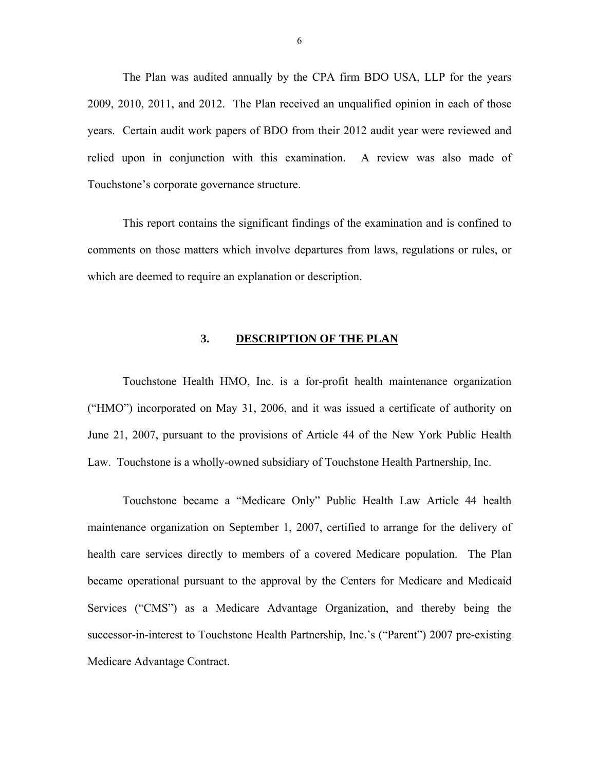The Plan was audited annually by the CPA firm BDO USA, LLP for the years 2009, 2010, 2011, and 2012. The Plan received an unqualified opinion in each of those years. Certain audit work papers of BDO from their 2012 audit year were reviewed and relied upon in conjunction with this examination. A review was also made of Touchstone's corporate governance structure.

This report contains the significant findings of the examination and is confined to comments on those matters which involve departures from laws, regulations or rules, or which are deemed to require an explanation or description.

## 3. DESCRIPTION OF THE PLAN

Touchstone Health HMO, Inc. is a for-profit health maintenance organization ("HMO") incorporated on May 31, 2006, and it was issued a certificate of authority on June 21, 2007, pursuant to the provisions of Article 44 of the New York Public Health Law. Touchstone is a wholly-owned subsidiary of Touchstone Health Partnership, Inc.

Touchstone became a "Medicare Only" Public Health Law Article 44 health maintenance organization on September 1, 2007, certified to arrange for the delivery of health care services directly to members of a covered Medicare population. The Plan became operational pursuant to the approval by the Centers for Medicare and Medicaid Services ("CMS") as a Medicare Advantage Organization, and thereby being the successor-in-interest to Touchstone Health Partnership, Inc.'s ("Parent") 2007 pre-existing Medicare Advantage Contract.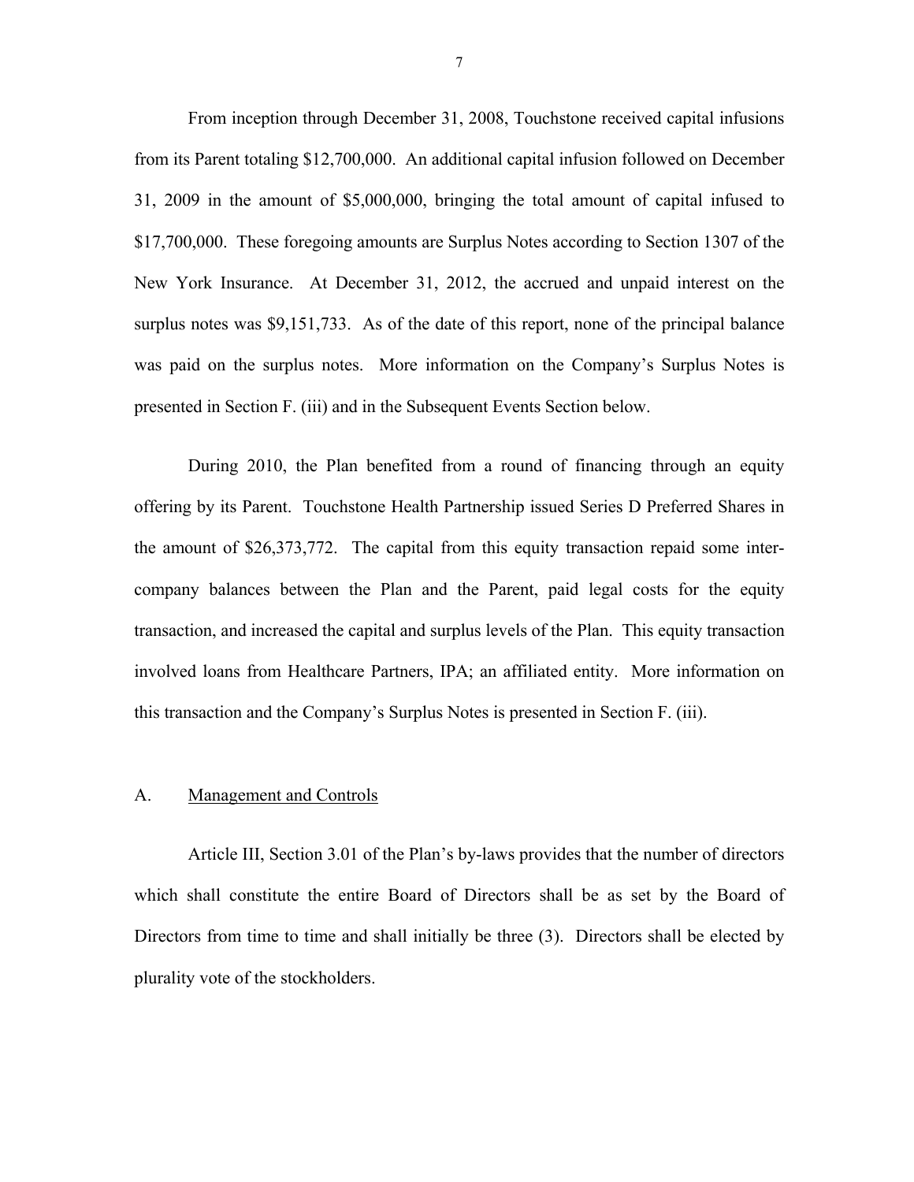From inception through December 31, 2008, Touchstone received capital infusions from its Parent totaling $12,700,000. An additional capital infusion followed on December 31, 2009 in the amount of $5,000,000, bringing the total amount of capital infused to $17,700,000. These foregoing amounts are Surplus Notes according to Section 1307 of the New York Insurance. At December 31, 2012, the accrued and unpaid interest on the surplus notes was $9,151,733. As of the date of this report, none of the principal balance was paid on the surplus notes. More information on the Company's Surplus Notes is presented in Section F. (iii) and in the Subsequent Events Section below.

During 2010, the Plan benefited from a round of financing through an equity offering by its Parent. Touchstone Health Partnership issued Series D Preferred Shares in the amount of $26,373,772. The capital from this equity transaction repaid some inter-company balances between the Plan and the Parent, paid legal costs for the equity transaction, and increased the capital and surplus levels of the Plan. This equity transaction involved loans from Healthcare Partners, IPA; an affiliated entity. More information on this transaction and the Company's Surplus Notes is presented in Section F. (iii).

## A. Management and Controls

Article III, Section 3.01 of the Plan's by-laws provides that the number of directors which shall constitute the entire Board of Directors shall be as set by the Board of Directors from time to time and shall initially be three (3). Directors shall be elected by plurality vote of the stockholders.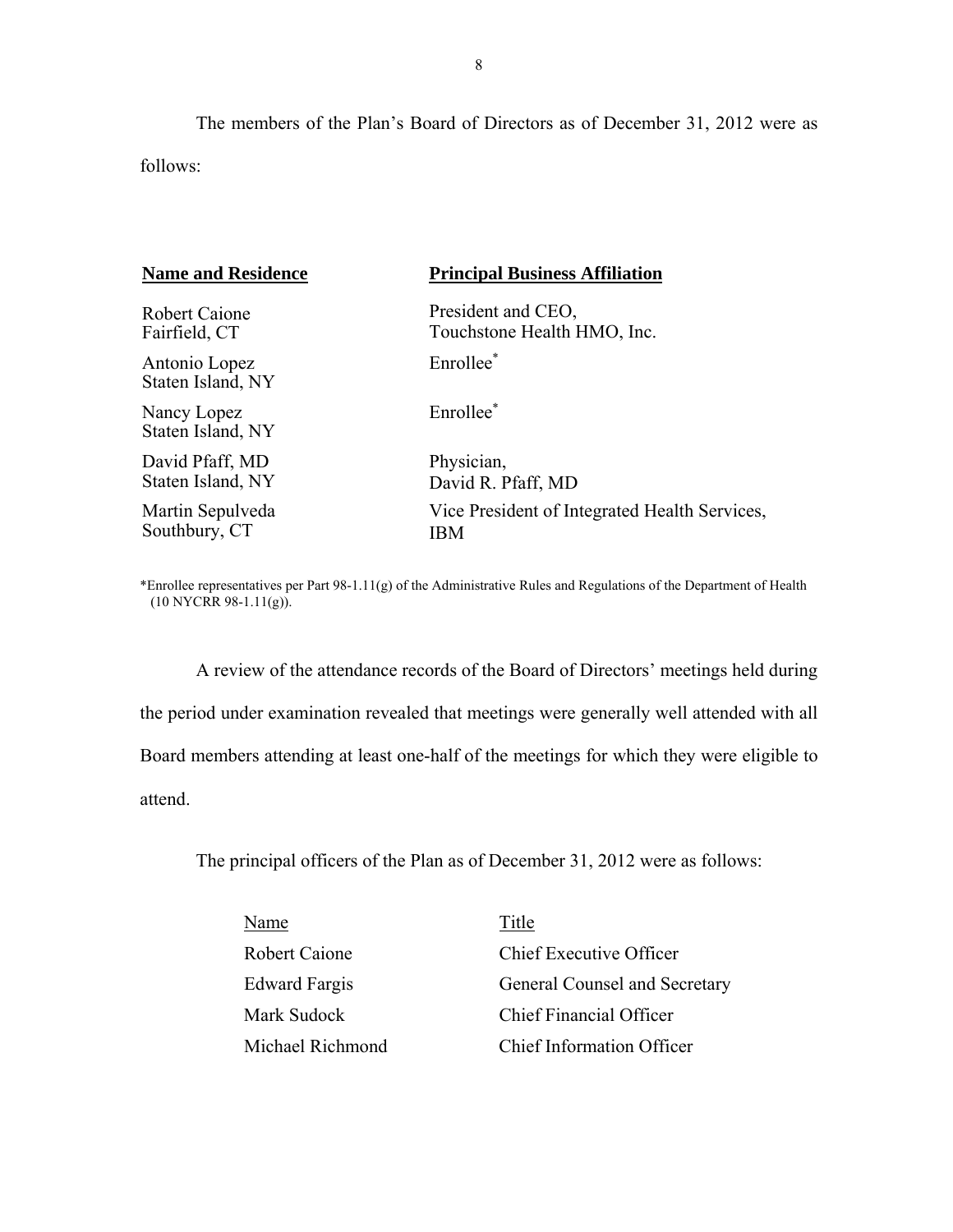The members of the Plan's Board of Directors as of December 31, 2012 were as follows:

| Name and Residence | Principal Business Affiliation |
|---|---|
| Robert Caione<br>Fairfield, CT | President and CEO,<br>Touchstone Health HMO, Inc. |
| Antonio Lopez<br>Staten Island, NY | Enrollee* |
| Nancy Lopez<br>Staten Island, NY | Enrollee* |
| David Pfaff, MD<br>Staten Island, NY | Physician,<br>David R. Pfaff, MD |
| Martin Sepulveda<br>Southbury, CT | Vice President of Integrated Health Services,<br>IBM |

*Enrollee representatives per Part 98-1.11(g) of the Administrative Rules and Regulations of the Department of Health (10 NYCRR 98-1.11(g)).

A review of the attendance records of the Board of Directors' meetings held during the period under examination revealed that meetings were generally well attended with all Board members attending at least one-half of the meetings for which they were eligible to attend.

The principal officers of the Plan as of December 31, 2012 were as follows:

| Name | Title |
|---|---|
| Robert Caione | Chief Executive Officer |
| Edward Fargis | General Counsel and Secretary |
| Mark Sudock | Chief Financial Officer |
| Michael Richmond | Chief Information Officer |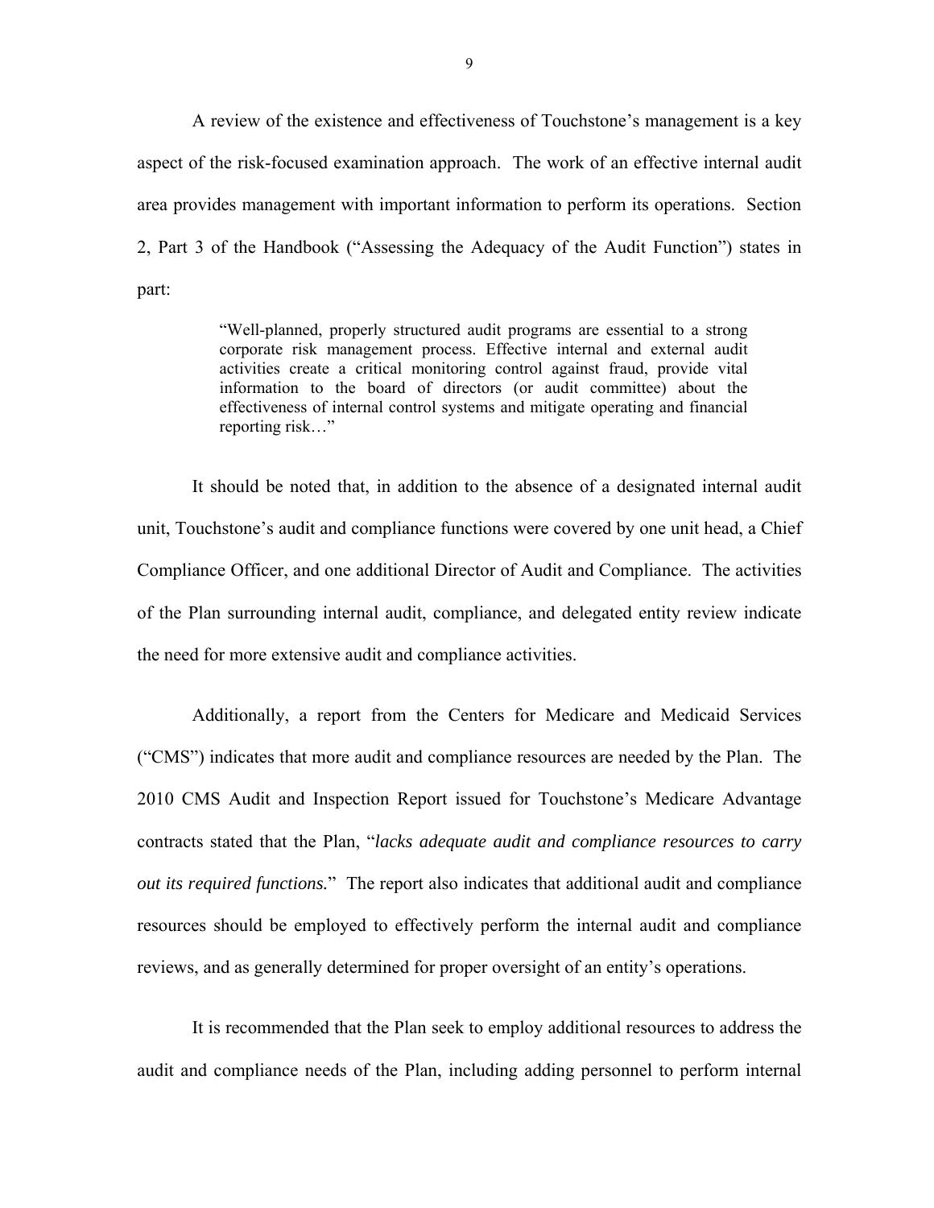A review of the existence and effectiveness of Touchstone's management is a key aspect of the risk-focused examination approach. The work of an effective internal audit area provides management with important information to perform its operations. Section 2, Part 3 of the Handbook ("Assessing the Adequacy of the Audit Function") states in part:

> "Well-planned, properly structured audit programs are essential to a strong corporate risk management process. Effective internal and external audit activities create a critical monitoring control against fraud, provide vital information to the board of directors (or audit committee) about the effectiveness of internal control systems and mitigate operating and financial reporting risk…"

It should be noted that, in addition to the absence of a designated internal audit unit, Touchstone's audit and compliance functions were covered by one unit head, a Chief Compliance Officer, and one additional Director of Audit and Compliance. The activities of the Plan surrounding internal audit, compliance, and delegated entity review indicate the need for more extensive audit and compliance activities.

Additionally, a report from the Centers for Medicare and Medicaid Services ("CMS") indicates that more audit and compliance resources are needed by the Plan. The 2010 CMS Audit and Inspection Report issued for Touchstone's Medicare Advantage contracts stated that the Plan, "*lacks adequate audit and compliance resources to carry out its required functions.*" The report also indicates that additional audit and compliance resources should be employed to effectively perform the internal audit and compliance reviews, and as generally determined for proper oversight of an entity's operations.

It is recommended that the Plan seek to employ additional resources to address the audit and compliance needs of the Plan, including adding personnel to perform internal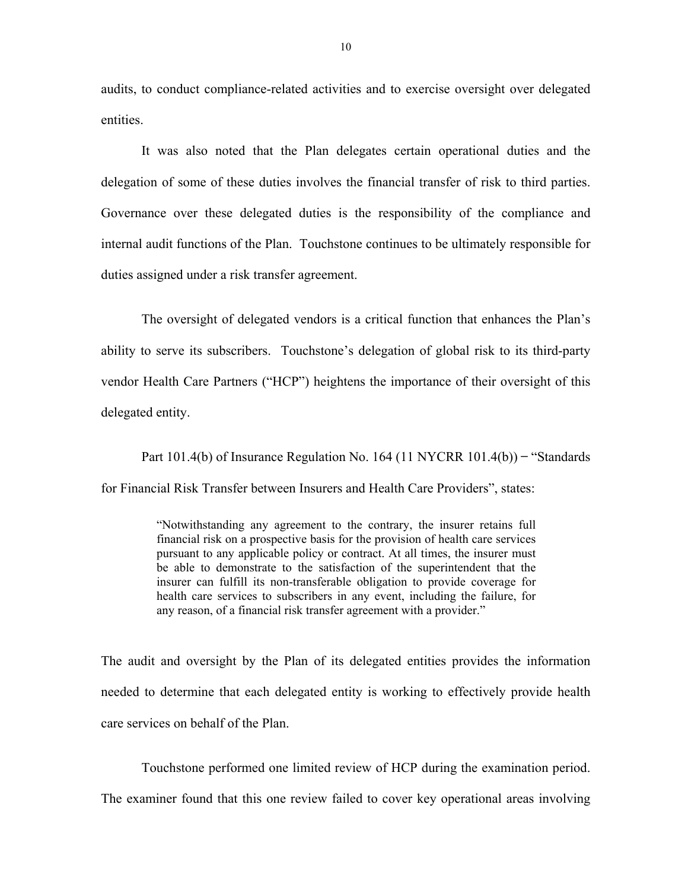audits, to conduct compliance-related activities and to exercise oversight over delegated entities.

It was also noted that the Plan delegates certain operational duties and the delegation of some of these duties involves the financial transfer of risk to third parties. Governance over these delegated duties is the responsibility of the compliance and internal audit functions of the Plan. Touchstone continues to be ultimately responsible for duties assigned under a risk transfer agreement.

The oversight of delegated vendors is a critical function that enhances the Plan's ability to serve its subscribers. Touchstone's delegation of global risk to its third-party vendor Health Care Partners ("HCP") heightens the importance of their oversight of this delegated entity.

Part 101.4(b) of Insurance Regulation No. 164 (11 NYCRR 101.4(b)) – "Standards for Financial Risk Transfer between Insurers and Health Care Providers", states:

> "Notwithstanding any agreement to the contrary, the insurer retains full financial risk on a prospective basis for the provision of health care services pursuant to any applicable policy or contract. At all times, the insurer must be able to demonstrate to the satisfaction of the superintendent that the insurer can fulfill its non-transferable obligation to provide coverage for health care services to subscribers in any event, including the failure, for any reason, of a financial risk transfer agreement with a provider."

The audit and oversight by the Plan of its delegated entities provides the information needed to determine that each delegated entity is working to effectively provide health care services on behalf of the Plan.

Touchstone performed one limited review of HCP during the examination period. The examiner found that this one review failed to cover key operational areas involving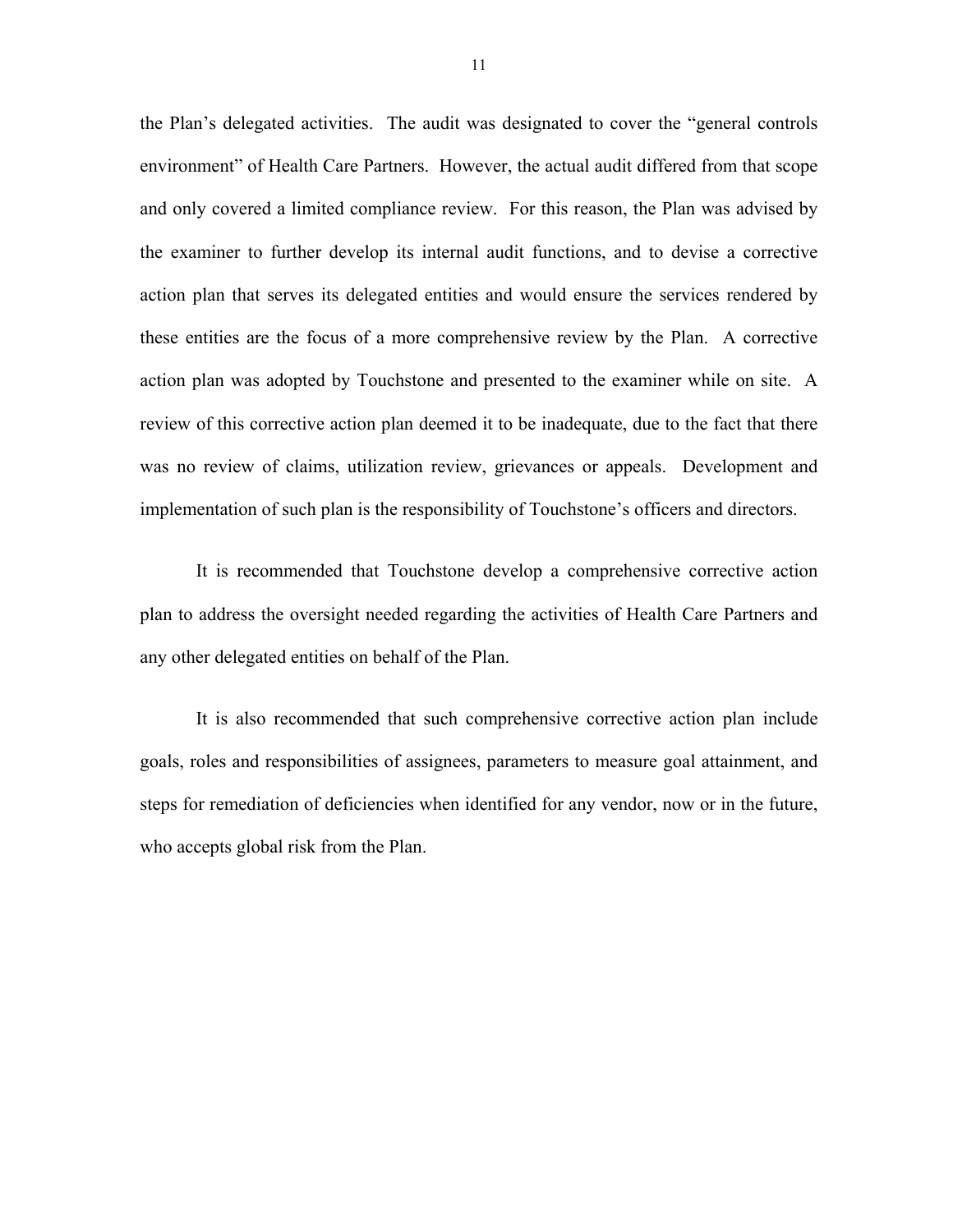the Plan's delegated activities. The audit was designated to cover the "general controls environment" of Health Care Partners. However, the actual audit differed from that scope and only covered a limited compliance review. For this reason, the Plan was advised by the examiner to further develop its internal audit functions, and to devise a corrective action plan that serves its delegated entities and would ensure the services rendered by these entities are the focus of a more comprehensive review by the Plan. A corrective action plan was adopted by Touchstone and presented to the examiner while on site. A review of this corrective action plan deemed it to be inadequate, due to the fact that there was no review of claims, utilization review, grievances or appeals. Development and implementation of such plan is the responsibility of Touchstone's officers and directors.

It is recommended that Touchstone develop a comprehensive corrective action plan to address the oversight needed regarding the activities of Health Care Partners and any other delegated entities on behalf of the Plan.

It is also recommended that such comprehensive corrective action plan include goals, roles and responsibilities of assignees, parameters to measure goal attainment, and steps for remediation of deficiencies when identified for any vendor, now or in the future, who accepts global risk from the Plan.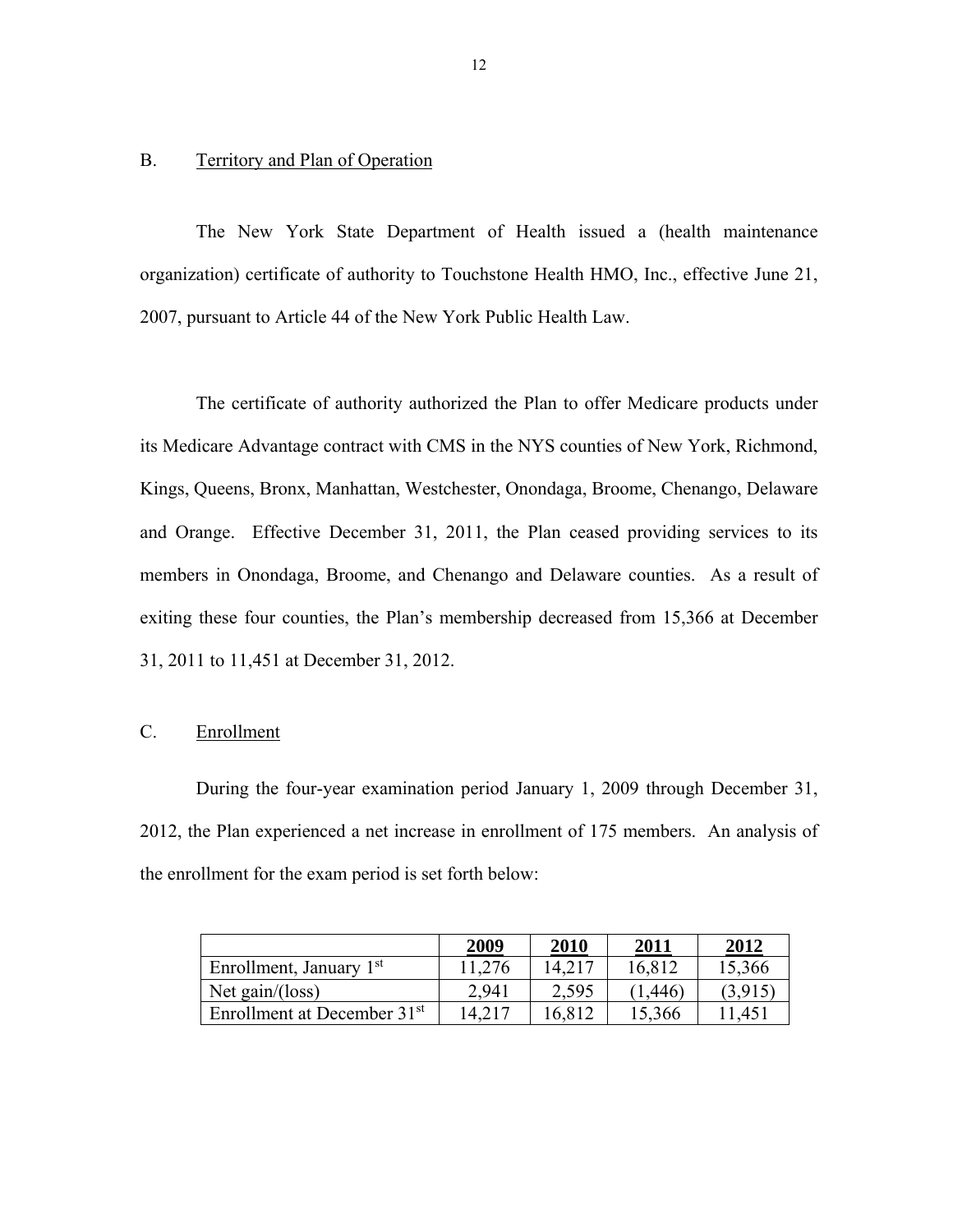## B. Territory and Plan of Operation

The New York State Department of Health issued a (health maintenance organization) certificate of authority to Touchstone Health HMO, Inc., effective June 21, 2007, pursuant to Article 44 of the New York Public Health Law.

The certificate of authority authorized the Plan to offer Medicare products under its Medicare Advantage contract with CMS in the NYS counties of New York, Richmond, Kings, Queens, Bronx, Manhattan, Westchester, Onondaga, Broome, Chenango, Delaware and Orange. Effective December 31, 2011, the Plan ceased providing services to its members in Onondaga, Broome, and Chenango and Delaware counties. As a result of exiting these four counties, the Plan's membership decreased from 15,366 at December 31, 2011 to 11,451 at December 31, 2012.

## C. Enrollment

During the four-year examination period January 1, 2009 through December 31, 2012, the Plan experienced a net increase in enrollment of 175 members. An analysis of the enrollment for the exam period is set forth below:

| | 2009 | 2010 | 2011 | 2012 |
|---|---|---|---|---|
| Enrollment, January 1st | 11,276 | 14,217 | 16,812 | 15,366 |
| Net gain/(loss) | 2,941 | 2,595 | (1,446) | (3,915) |
| Enrollment at December 31st | 14,217 | 16,812 | 15,366 | 11,451 |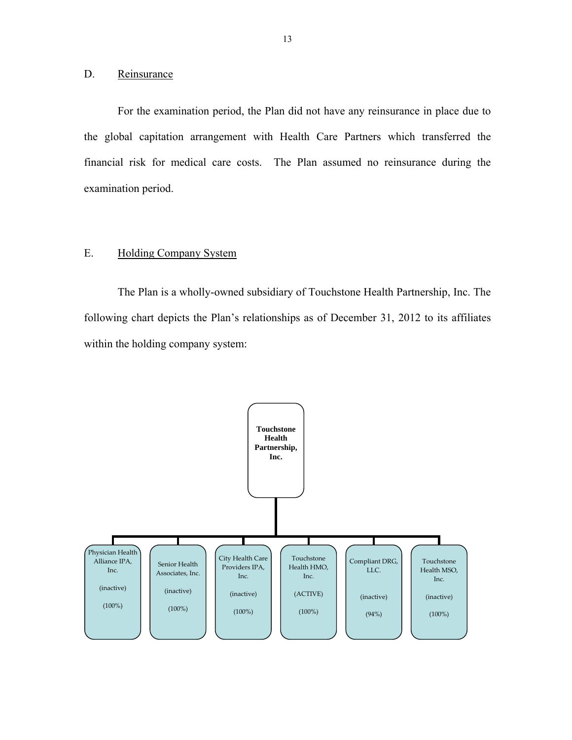## D. Reinsurance

For the examination period, the Plan did not have any reinsurance in place due to the global capitation arrangement with Health Care Partners which transferred the financial risk for medical care costs. The Plan assumed no reinsurance during the examination period.

## E. Holding Company System

The Plan is a wholly-owned subsidiary of Touchstone Health Partnership, Inc. The following chart depicts the Plan's relationships as of December 31, 2012 to its affiliates within the holding company system:

**Touchstone Health Partnership, Inc.**

Physician Health Alliance IPA, Inc.
(inactive)
(100%)

Senior Health Associates, Inc.
(inactive)
(100%)

City Health Care Providers IPA, Inc.
(inactive)
(100%)

Touchstone Health HMO, Inc.
(ACTIVE)
(100%)

Compliant DRG, LLC.
(inactive)
(94%)

Touchstone Health MSO, Inc.
(inactive)
(100%)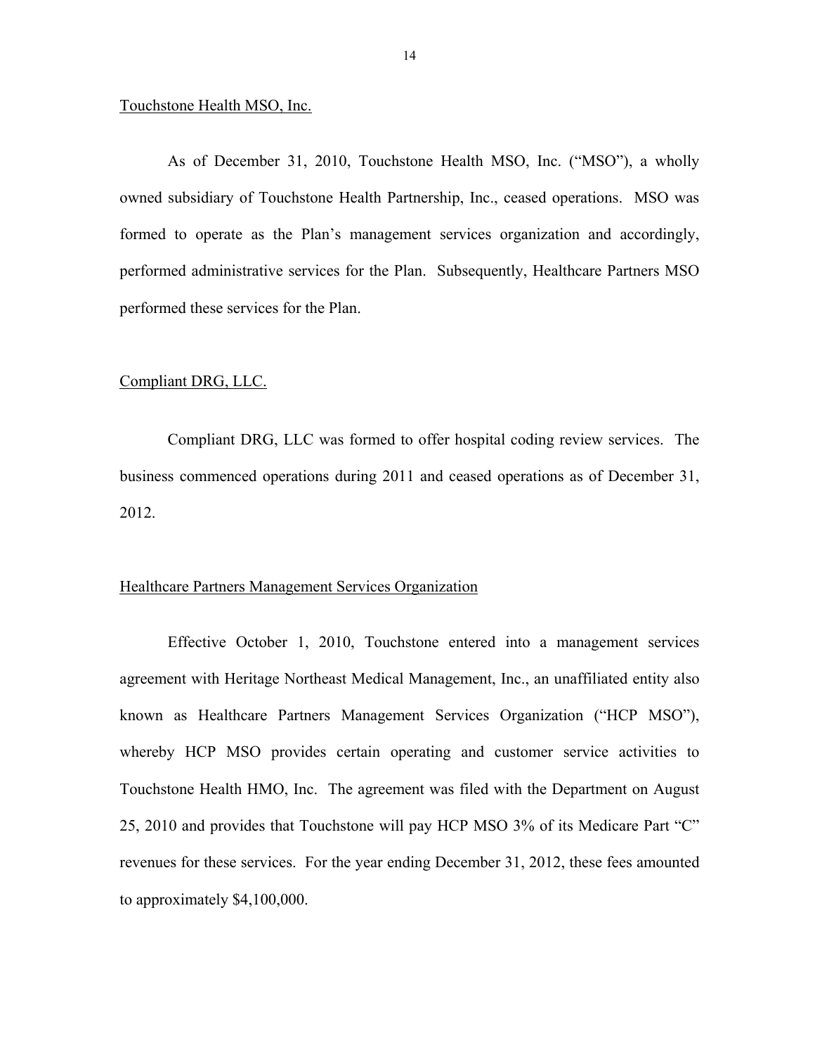Touchstone Health MSO, Inc.

As of December 31, 2010, Touchstone Health MSO, Inc. ("MSO"), a wholly owned subsidiary of Touchstone Health Partnership, Inc., ceased operations. MSO was formed to operate as the Plan's management services organization and accordingly, performed administrative services for the Plan. Subsequently, Healthcare Partners MSO performed these services for the Plan.

Compliant DRG, LLC.

Compliant DRG, LLC was formed to offer hospital coding review services. The business commenced operations during 2011 and ceased operations as of December 31, 2012.

Healthcare Partners Management Services Organization

Effective October 1, 2010, Touchstone entered into a management services agreement with Heritage Northeast Medical Management, Inc., an unaffiliated entity also known as Healthcare Partners Management Services Organization ("HCP MSO"), whereby HCP MSO provides certain operating and customer service activities to Touchstone Health HMO, Inc. The agreement was filed with the Department on August 25, 2010 and provides that Touchstone will pay HCP MSO 3% of its Medicare Part "C" revenues for these services. For the year ending December 31, 2012, these fees amounted to approximately $4,100,000.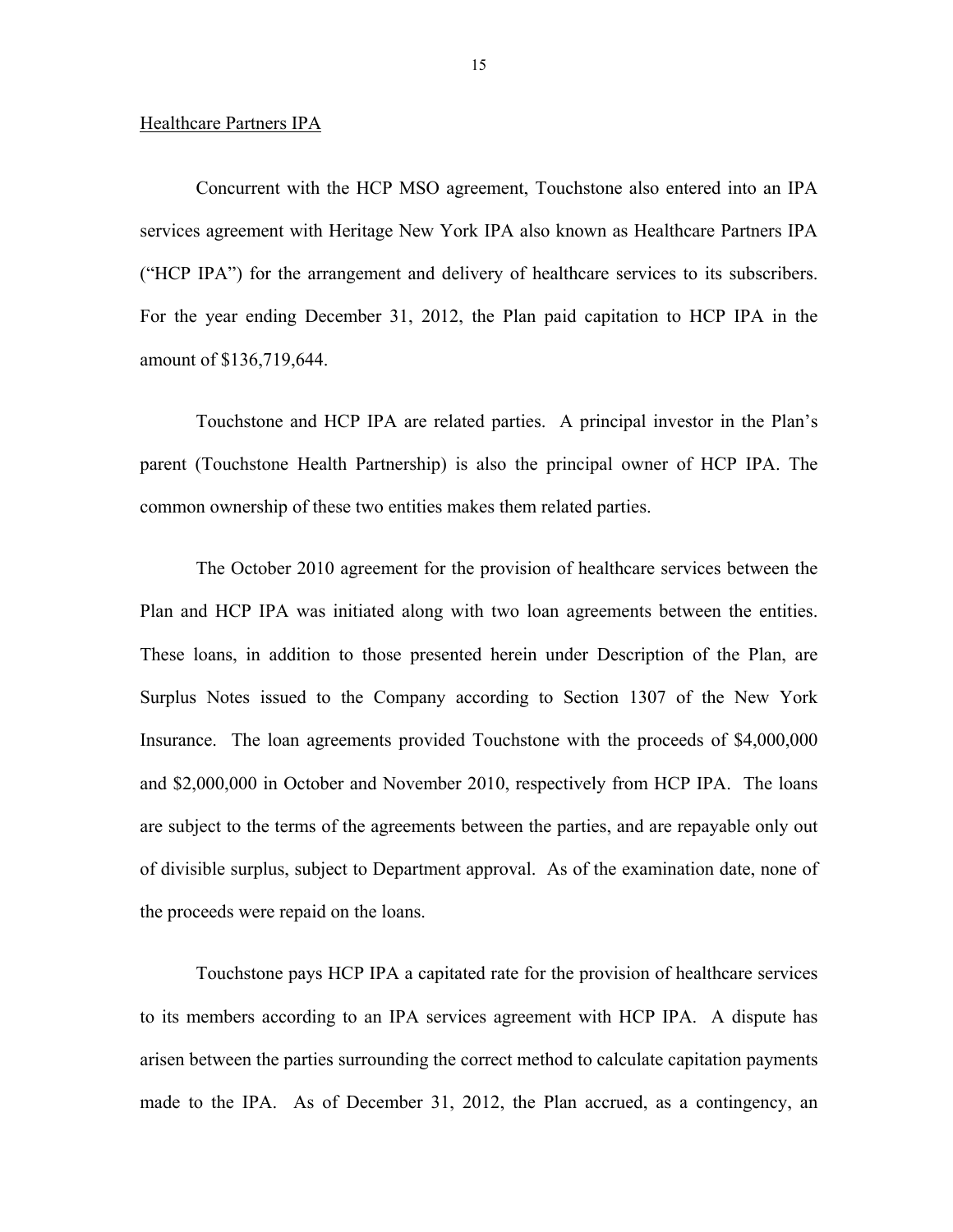Healthcare Partners IPA

Concurrent with the HCP MSO agreement, Touchstone also entered into an IPA services agreement with Heritage New York IPA also known as Healthcare Partners IPA ("HCP IPA") for the arrangement and delivery of healthcare services to its subscribers. For the year ending December 31, 2012, the Plan paid capitation to HCP IPA in the amount of $136,719,644.

Touchstone and HCP IPA are related parties. A principal investor in the Plan's parent (Touchstone Health Partnership) is also the principal owner of HCP IPA. The common ownership of these two entities makes them related parties.

The October 2010 agreement for the provision of healthcare services between the Plan and HCP IPA was initiated along with two loan agreements between the entities. These loans, in addition to those presented herein under Description of the Plan, are Surplus Notes issued to the Company according to Section 1307 of the New York Insurance. The loan agreements provided Touchstone with the proceeds of $4,000,000 and $2,000,000 in October and November 2010, respectively from HCP IPA. The loans are subject to the terms of the agreements between the parties, and are repayable only out of divisible surplus, subject to Department approval. As of the examination date, none of the proceeds were repaid on the loans.

Touchstone pays HCP IPA a capitated rate for the provision of healthcare services to its members according to an IPA services agreement with HCP IPA. A dispute has arisen between the parties surrounding the correct method to calculate capitation payments made to the IPA. As of December 31, 2012, the Plan accrued, as a contingency, an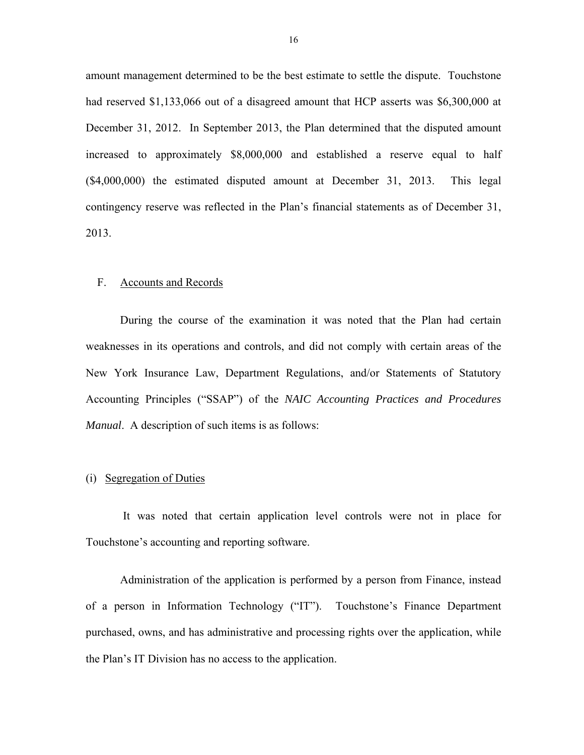amount management determined to be the best estimate to settle the dispute. Touchstone had reserved $1,133,066 out of a disagreed amount that HCP asserts was $6,300,000 at December 31, 2012. In September 2013, the Plan determined that the disputed amount increased to approximately $8,000,000 and established a reserve equal to half ($4,000,000) the estimated disputed amount at December 31, 2013. This legal contingency reserve was reflected in the Plan's financial statements as of December 31, 2013.

## F. Accounts and Records

During the course of the examination it was noted that the Plan had certain weaknesses in its operations and controls, and did not comply with certain areas of the New York Insurance Law, Department Regulations, and/or Statements of Statutory Accounting Principles ("SSAP") of the *NAIC Accounting Practices and Procedures Manual*. A description of such items is as follows:

### (i) Segregation of Duties

It was noted that certain application level controls were not in place for Touchstone's accounting and reporting software.

Administration of the application is performed by a person from Finance, instead of a person in Information Technology ("IT"). Touchstone's Finance Department purchased, owns, and has administrative and processing rights over the application, while the Plan's IT Division has no access to the application.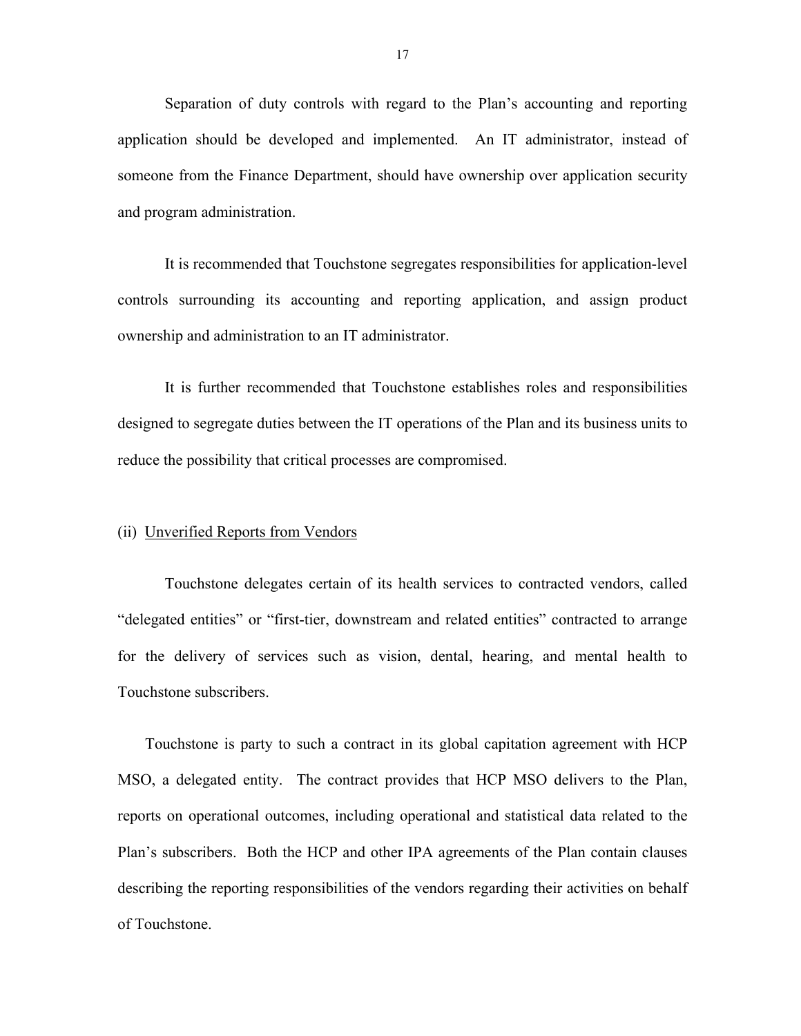Separation of duty controls with regard to the Plan's accounting and reporting application should be developed and implemented. An IT administrator, instead of someone from the Finance Department, should have ownership over application security and program administration.

It is recommended that Touchstone segregates responsibilities for application-level controls surrounding its accounting and reporting application, and assign product ownership and administration to an IT administrator.

It is further recommended that Touchstone establishes roles and responsibilities designed to segregate duties between the IT operations of the Plan and its business units to reduce the possibility that critical processes are compromised.

(ii) Unverified Reports from Vendors

Touchstone delegates certain of its health services to contracted vendors, called "delegated entities" or "first-tier, downstream and related entities" contracted to arrange for the delivery of services such as vision, dental, hearing, and mental health to Touchstone subscribers.

Touchstone is party to such a contract in its global capitation agreement with HCP MSO, a delegated entity. The contract provides that HCP MSO delivers to the Plan, reports on operational outcomes, including operational and statistical data related to the Plan's subscribers. Both the HCP and other IPA agreements of the Plan contain clauses describing the reporting responsibilities of the vendors regarding their activities on behalf of Touchstone.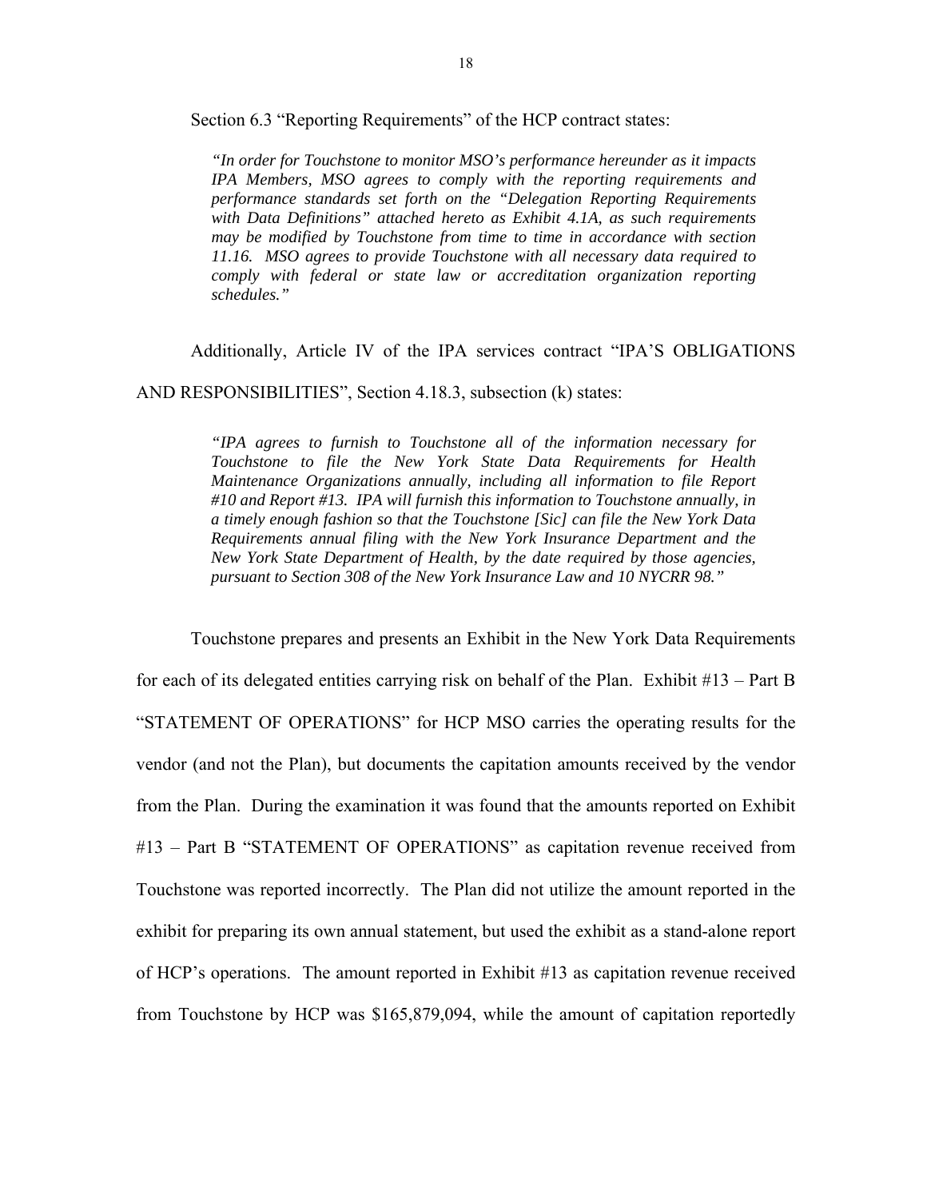Section 6.3 "Reporting Requirements" of the HCP contract states:

> *"In order for Touchstone to monitor MSO's performance hereunder as it impacts IPA Members, MSO agrees to comply with the reporting requirements and performance standards set forth on the "Delegation Reporting Requirements with Data Definitions" attached hereto as Exhibit 4.1A, as such requirements may be modified by Touchstone from time to time in accordance with section 11.16. MSO agrees to provide Touchstone with all necessary data required to comply with federal or state law or accreditation organization reporting schedules."*

Additionally, Article IV of the IPA services contract "IPA'S OBLIGATIONS AND RESPONSIBILITIES", Section 4.18.3, subsection (k) states:

> *"IPA agrees to furnish to Touchstone all of the information necessary for Touchstone to file the New York State Data Requirements for Health Maintenance Organizations annually, including all information to file Report #10 and Report #13. IPA will furnish this information to Touchstone annually, in a timely enough fashion so that the Touchstone [Sic] can file the New York Data Requirements annual filing with the New York Insurance Department and the New York State Department of Health, by the date required by those agencies, pursuant to Section 308 of the New York Insurance Law and 10 NYCRR 98."*

Touchstone prepares and presents an Exhibit in the New York Data Requirements for each of its delegated entities carrying risk on behalf of the Plan. Exhibit #13 – Part B "STATEMENT OF OPERATIONS" for HCP MSO carries the operating results for the vendor (and not the Plan), but documents the capitation amounts received by the vendor from the Plan. During the examination it was found that the amounts reported on Exhibit #13 – Part B "STATEMENT OF OPERATIONS" as capitation revenue received from Touchstone was reported incorrectly. The Plan did not utilize the amount reported in the exhibit for preparing its own annual statement, but used the exhibit as a stand-alone report of HCP's operations. The amount reported in Exhibit #13 as capitation revenue received from Touchstone by HCP was $165,879,094, while the amount of capitation reportedly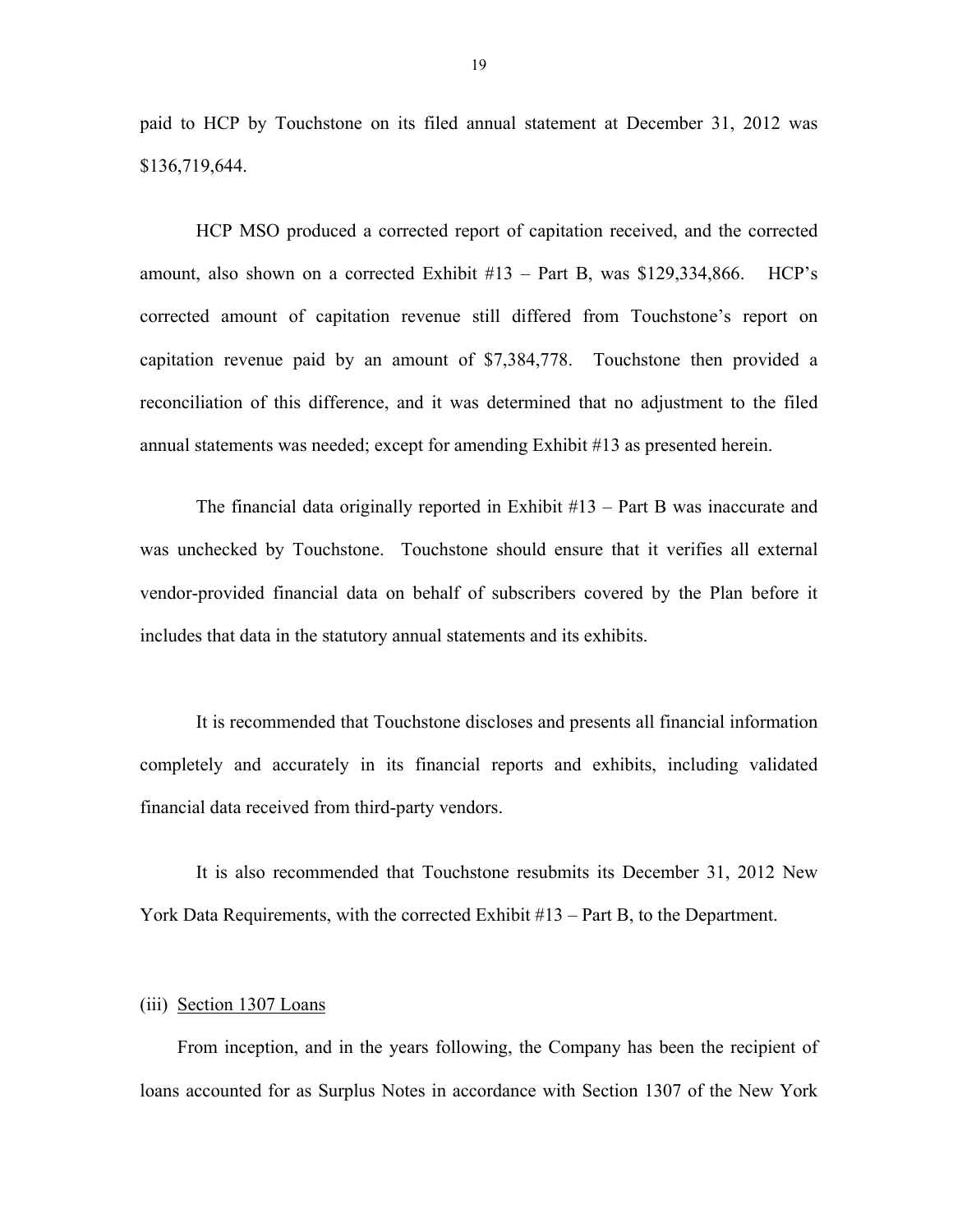paid to HCP by Touchstone on its filed annual statement at December 31, 2012 was $136,719,644.

HCP MSO produced a corrected report of capitation received, and the corrected amount, also shown on a corrected Exhibit #13 – Part B, was $129,334,866. HCP's corrected amount of capitation revenue still differed from Touchstone's report on capitation revenue paid by an amount of $7,384,778. Touchstone then provided a reconciliation of this difference, and it was determined that no adjustment to the filed annual statements was needed; except for amending Exhibit #13 as presented herein.

The financial data originally reported in Exhibit #13 – Part B was inaccurate and was unchecked by Touchstone. Touchstone should ensure that it verifies all external vendor-provided financial data on behalf of subscribers covered by the Plan before it includes that data in the statutory annual statements and its exhibits.

It is recommended that Touchstone discloses and presents all financial information completely and accurately in its financial reports and exhibits, including validated financial data received from third-party vendors.

It is also recommended that Touchstone resubmits its December 31, 2012 New York Data Requirements, with the corrected Exhibit #13 – Part B, to the Department.

(iii) Section 1307 Loans

From inception, and in the years following, the Company has been the recipient of loans accounted for as Surplus Notes in accordance with Section 1307 of the New York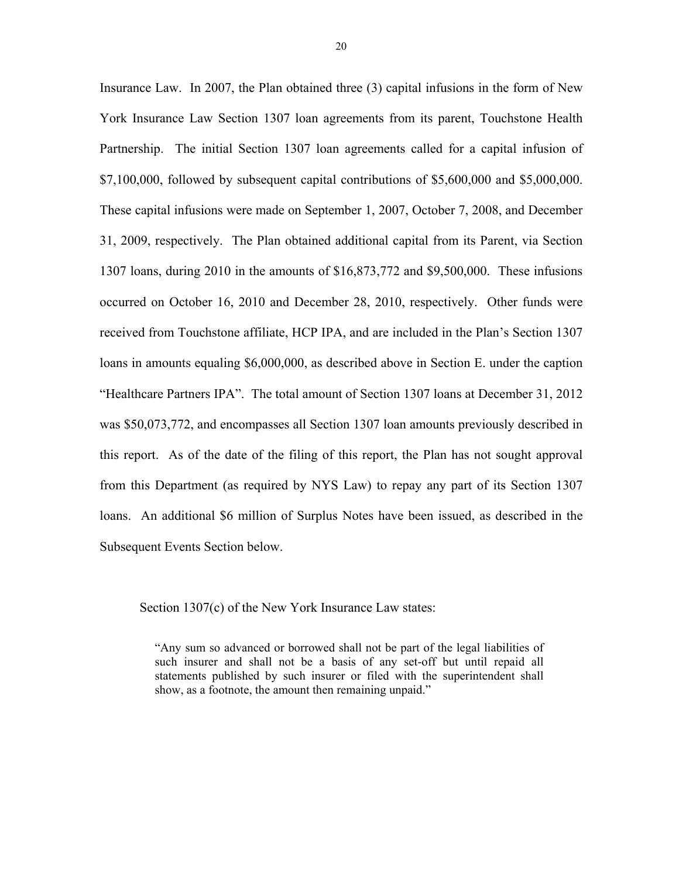Insurance Law. In 2007, the Plan obtained three (3) capital infusions in the form of New York Insurance Law Section 1307 loan agreements from its parent, Touchstone Health Partnership. The initial Section 1307 loan agreements called for a capital infusion of $7,100,000, followed by subsequent capital contributions of $5,600,000 and $5,000,000. These capital infusions were made on September 1, 2007, October 7, 2008, and December 31, 2009, respectively. The Plan obtained additional capital from its Parent, via Section 1307 loans, during 2010 in the amounts of $16,873,772 and $9,500,000. These infusions occurred on October 16, 2010 and December 28, 2010, respectively. Other funds were received from Touchstone affiliate, HCP IPA, and are included in the Plan's Section 1307 loans in amounts equaling $6,000,000, as described above in Section E. under the caption "Healthcare Partners IPA". The total amount of Section 1307 loans at December 31, 2012 was $50,073,772, and encompasses all Section 1307 loan amounts previously described in this report. As of the date of the filing of this report, the Plan has not sought approval from this Department (as required by NYS Law) to repay any part of its Section 1307 loans. An additional $6 million of Surplus Notes have been issued, as described in the Subsequent Events Section below.

Section 1307(c) of the New York Insurance Law states:

> "Any sum so advanced or borrowed shall not be part of the legal liabilities of such insurer and shall not be a basis of any set-off but until repaid all statements published by such insurer or filed with the superintendent shall show, as a footnote, the amount then remaining unpaid."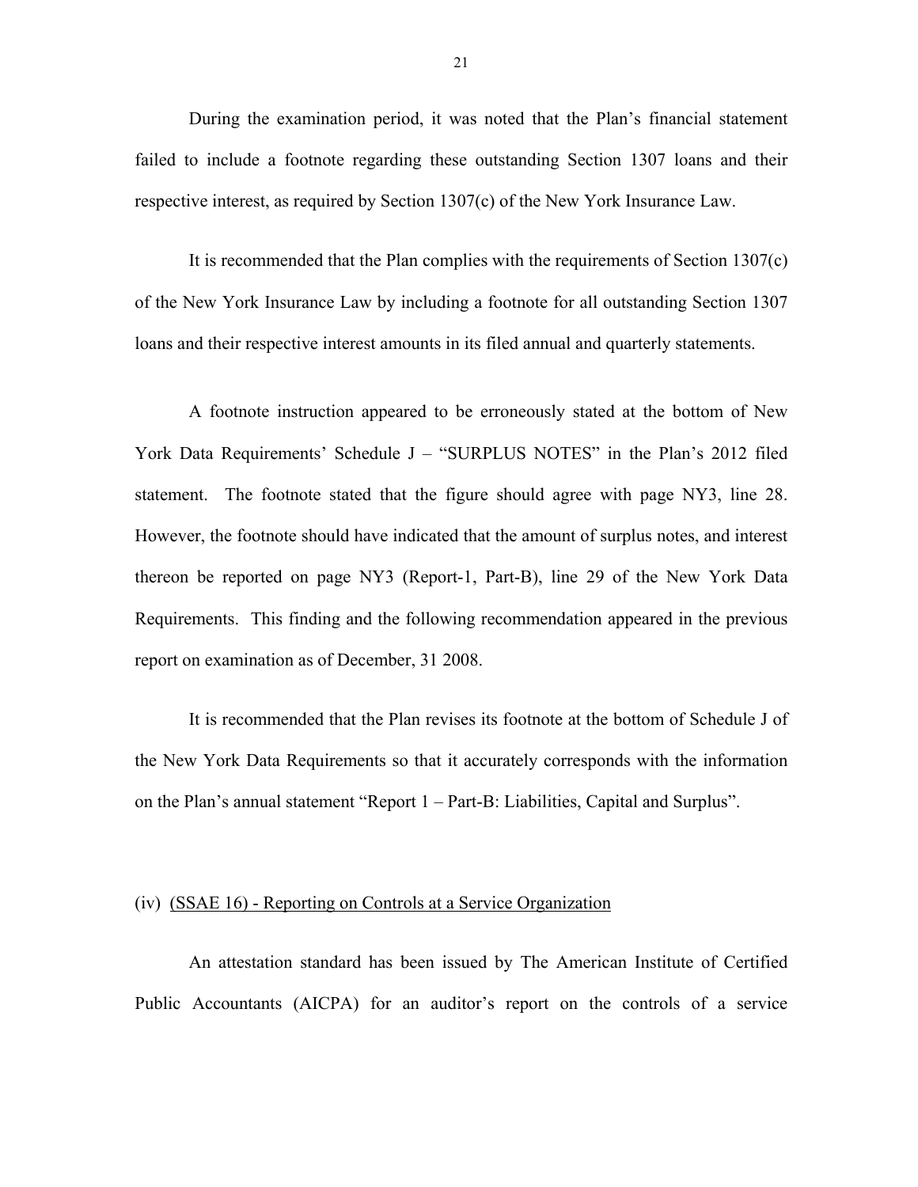During the examination period, it was noted that the Plan's financial statement failed to include a footnote regarding these outstanding Section 1307 loans and their respective interest, as required by Section 1307(c) of the New York Insurance Law.

It is recommended that the Plan complies with the requirements of Section 1307(c) of the New York Insurance Law by including a footnote for all outstanding Section 1307 loans and their respective interest amounts in its filed annual and quarterly statements.

A footnote instruction appeared to be erroneously stated at the bottom of New York Data Requirements' Schedule J – "SURPLUS NOTES" in the Plan's 2012 filed statement. The footnote stated that the figure should agree with page NY3, line 28. However, the footnote should have indicated that the amount of surplus notes, and interest thereon be reported on page NY3 (Report-1, Part-B), line 29 of the New York Data Requirements. This finding and the following recommendation appeared in the previous report on examination as of December, 31 2008.

It is recommended that the Plan revises its footnote at the bottom of Schedule J of the New York Data Requirements so that it accurately corresponds with the information on the Plan's annual statement "Report 1 – Part-B: Liabilities, Capital and Surplus".

(iv) <u>(SSAE 16) - Reporting on Controls at a Service Organization</u>

An attestation standard has been issued by The American Institute of Certified Public Accountants (AICPA) for an auditor's report on the controls of a service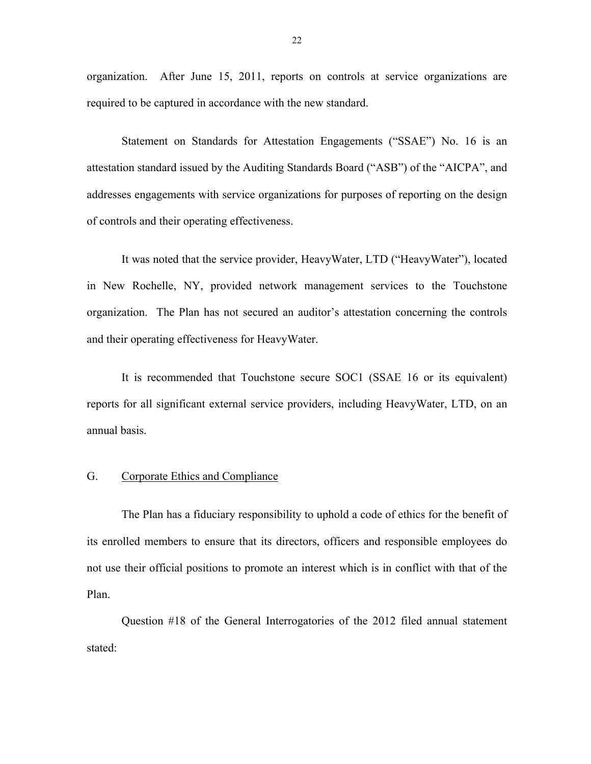organization. After June 15, 2011, reports on controls at service organizations are required to be captured in accordance with the new standard.

Statement on Standards for Attestation Engagements ("SSAE") No. 16 is an attestation standard issued by the Auditing Standards Board ("ASB") of the "AICPA", and addresses engagements with service organizations for purposes of reporting on the design of controls and their operating effectiveness.

It was noted that the service provider, HeavyWater, LTD ("HeavyWater"), located in New Rochelle, NY, provided network management services to the Touchstone organization. The Plan has not secured an auditor's attestation concerning the controls and their operating effectiveness for HeavyWater.

It is recommended that Touchstone secure SOC1 (SSAE 16 or its equivalent) reports for all significant external service providers, including HeavyWater, LTD, on an annual basis.

## G. <u>Corporate Ethics and Compliance</u>

The Plan has a fiduciary responsibility to uphold a code of ethics for the benefit of its enrolled members to ensure that its directors, officers and responsible employees do not use their official positions to promote an interest which is in conflict with that of the Plan.

Question #18 of the General Interrogatories of the 2012 filed annual statement stated: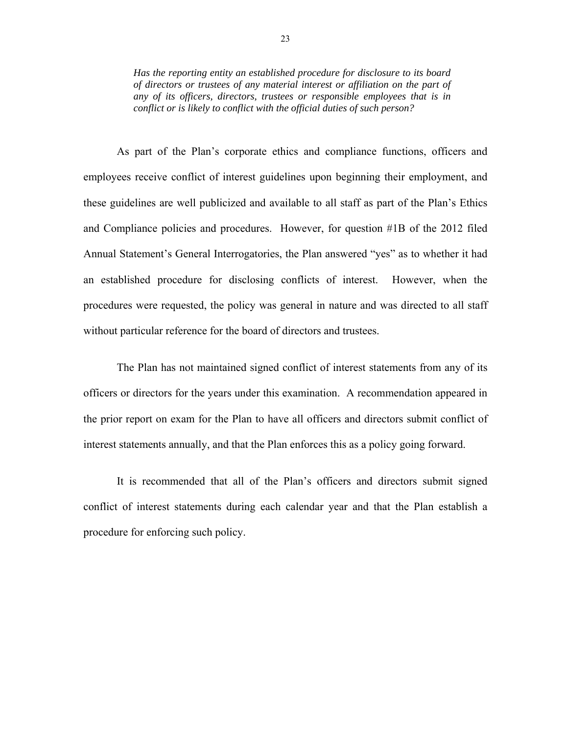*Has the reporting entity an established procedure for disclosure to its board of directors or trustees of any material interest or affiliation on the part of any of its officers, directors, trustees or responsible employees that is in conflict or is likely to conflict with the official duties of such person?*

As part of the Plan's corporate ethics and compliance functions, officers and employees receive conflict of interest guidelines upon beginning their employment, and these guidelines are well publicized and available to all staff as part of the Plan's Ethics and Compliance policies and procedures. However, for question #1B of the 2012 filed Annual Statement's General Interrogatories, the Plan answered "yes" as to whether it had an established procedure for disclosing conflicts of interest. However, when the procedures were requested, the policy was general in nature and was directed to all staff without particular reference for the board of directors and trustees.

The Plan has not maintained signed conflict of interest statements from any of its officers or directors for the years under this examination. A recommendation appeared in the prior report on exam for the Plan to have all officers and directors submit conflict of interest statements annually, and that the Plan enforces this as a policy going forward.

It is recommended that all of the Plan's officers and directors submit signed conflict of interest statements during each calendar year and that the Plan establish a procedure for enforcing such policy.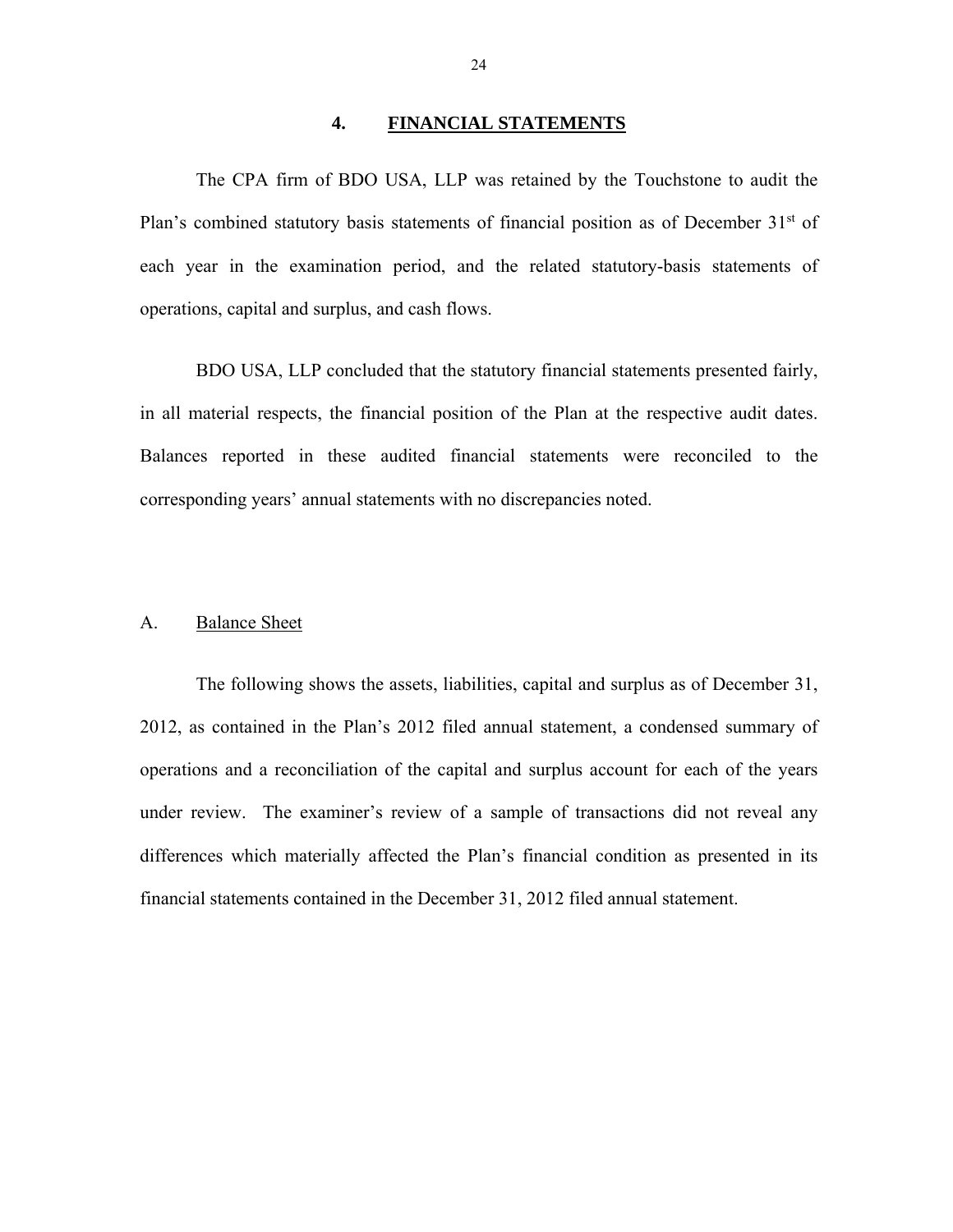## 4. FINANCIAL STATEMENTS

The CPA firm of BDO USA, LLP was retained by the Touchstone to audit the Plan's combined statutory basis statements of financial position as of December 31st of each year in the examination period, and the related statutory-basis statements of operations, capital and surplus, and cash flows.

BDO USA, LLP concluded that the statutory financial statements presented fairly, in all material respects, the financial position of the Plan at the respective audit dates. Balances reported in these audited financial statements were reconciled to the corresponding years' annual statements with no discrepancies noted.

### A. Balance Sheet

The following shows the assets, liabilities, capital and surplus as of December 31, 2012, as contained in the Plan's 2012 filed annual statement, a condensed summary of operations and a reconciliation of the capital and surplus account for each of the years under review. The examiner's review of a sample of transactions did not reveal any differences which materially affected the Plan's financial condition as presented in its financial statements contained in the December 31, 2012 filed annual statement.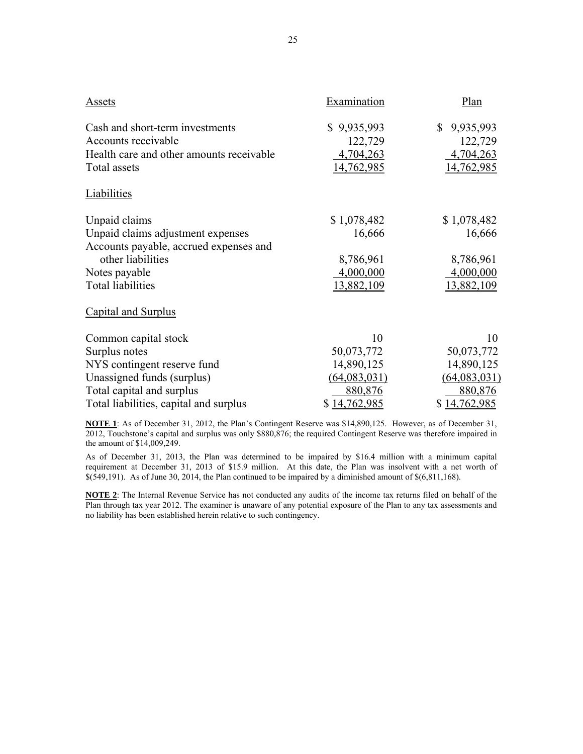| Assets | Examination | Plan |
|---|---|---|
| Cash and short-term investments | $ 9,935,993 | $ 9,935,993 |
| Accounts receivable | 122,729 | 122,729 |
| Health care and other amounts receivable | 4,704,263 | 4,704,263 |
| Total assets | 14,762,985 | 14,762,985 |
| **Liabilities** | | |
| Unpaid claims | $ 1,078,482 | $ 1,078,482 |
| Unpaid claims adjustment expenses | 16,666 | 16,666 |
| Accounts payable, accrued expenses and other liabilities | 8,786,961 | 8,786,961 |
| Notes payable | 4,000,000 | 4,000,000 |
| Total liabilities | 13,882,109 | 13,882,109 |
| **Capital and Surplus** | | |
| Common capital stock | 10 | 10 |
| Surplus notes | 50,073,772 | 50,073,772 |
| NYS contingent reserve fund | 14,890,125 | 14,890,125 |
| Unassigned funds (surplus) | (64,083,031) | (64,083,031) |
| Total capital and surplus | 880,876 | 880,876 |
| Total liabilities, capital and surplus | $ 14,762,985 | $ 14,762,985 |

**NOTE 1**: As of December 31, 2012, the Plan's Contingent Reserve was $14,890,125. However, as of December 31, 2012, Touchstone's capital and surplus was only $880,876; the required Contingent Reserve was therefore impaired in the amount of $14,009,249.

As of December 31, 2013, the Plan was determined to be impaired by $16.4 million with a minimum capital requirement at December 31, 2013 of $15.9 million. At this date, the Plan was insolvent with a net worth of $(549,191). As of June 30, 2014, the Plan continued to be impaired by a diminished amount of $(6,811,168).

**NOTE 2**: The Internal Revenue Service has not conducted any audits of the income tax returns filed on behalf of the Plan through tax year 2012. The examiner is unaware of any potential exposure of the Plan to any tax assessments and no liability has been established herein relative to such contingency.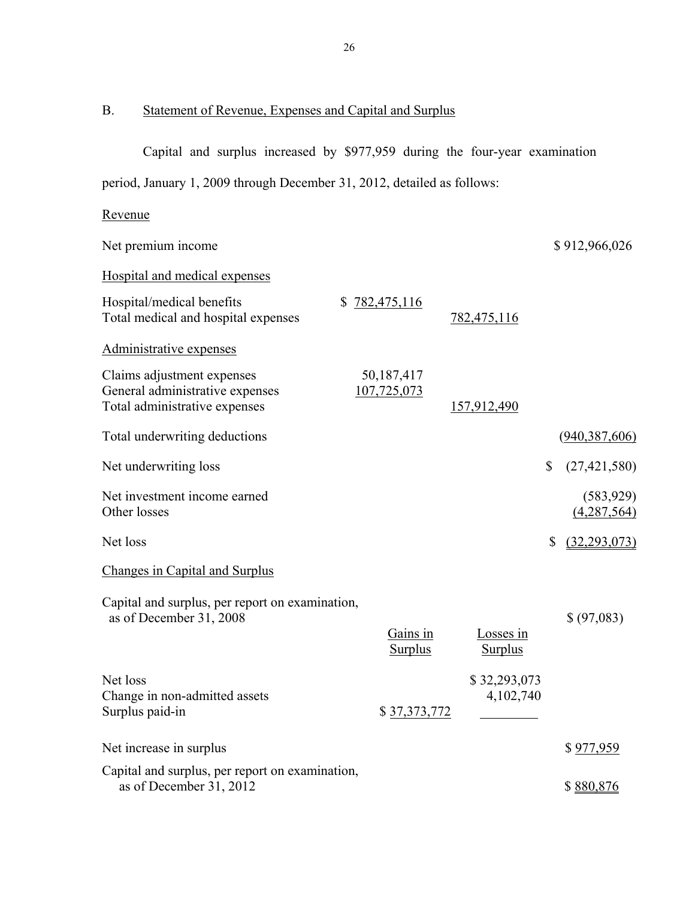## B. Statement of Revenue, Expenses and Capital and Surplus

Capital and surplus increased by $977,959 during the four-year examination period, January 1, 2009 through December 31, 2012, detailed as follows:

| | | | |
|---|---|---|---|
| Revenue | | | |
| Net premium income | | | $ 912,966,026 |
| Hospital and medical expenses | | | |
| Hospital/medical benefits | $ 782,475,116 | | |
| Total medical and hospital expenses | | 782,475,116 | |
| Administrative expenses | | | |
| Claims adjustment expenses | 50,187,417 | | |
| General administrative expenses | 107,725,073 | | |
| Total administrative expenses | | 157,912,490 | |
| Total underwriting deductions | | | (940,387,606) |
| Net underwriting loss | | | $ (27,421,580) |
| Net investment income earned | | | (583,929) |
| Other losses | | | (4,287,564) |
| Net loss | | | $ (32,293,073) |

| | Gains in Surplus | Losses in Surplus | |
|---|---|---|---|
| Changes in Capital and Surplus | | | |
| Capital and surplus, per report on examination, as of December 31, 2008 | | | $ (97,083) |
| Net loss | | $ 32,293,073 | |
| Change in non-admitted assets | | 4,102,740 | |
| Surplus paid-in | $ 37,373,772 | | |
| Net increase in surplus | | | $ 977,959 |
| Capital and surplus, per report on examination, as of December 31, 2012 | | | $ 880,876 |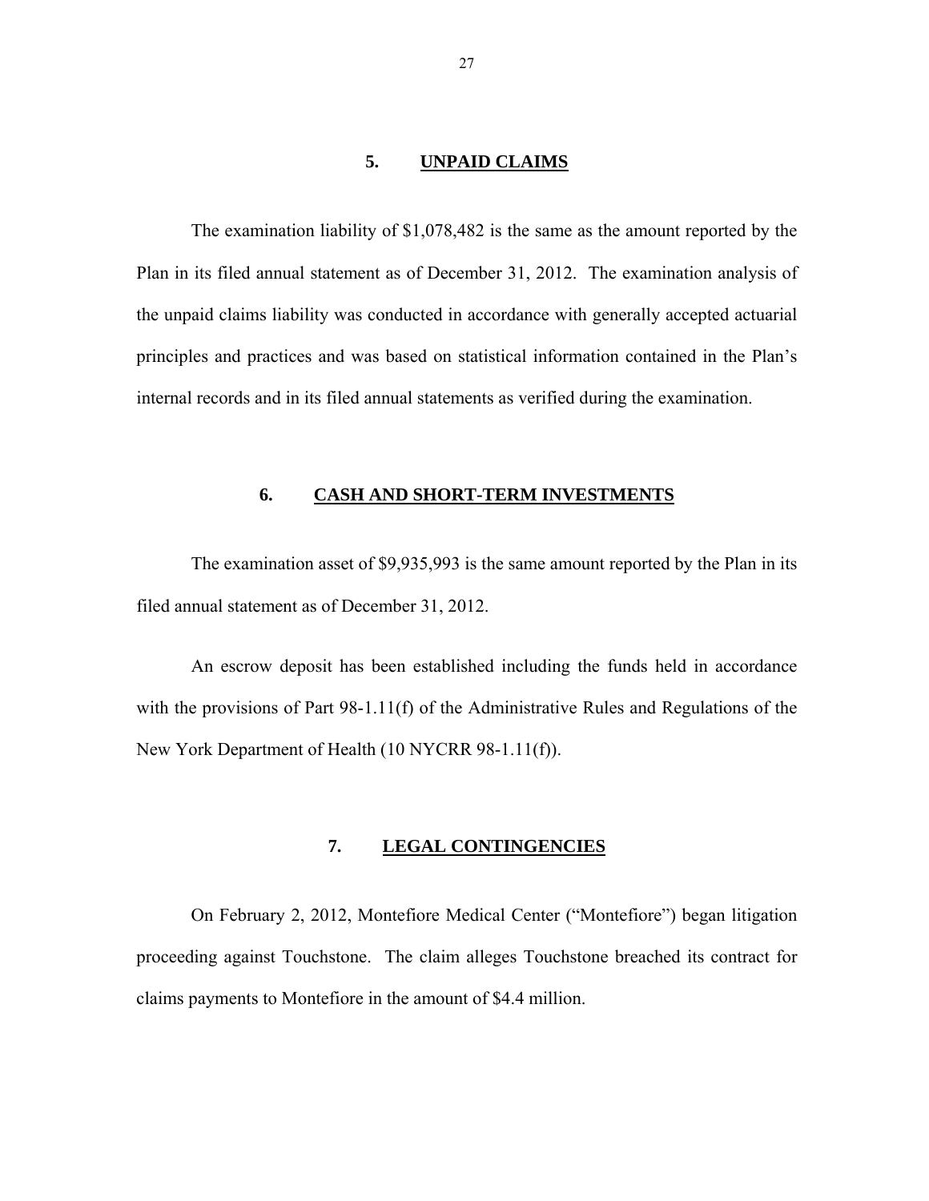## 5. UNPAID CLAIMS

The examination liability of $1,078,482 is the same as the amount reported by the Plan in its filed annual statement as of December 31, 2012. The examination analysis of the unpaid claims liability was conducted in accordance with generally accepted actuarial principles and practices and was based on statistical information contained in the Plan's internal records and in its filed annual statements as verified during the examination.

## 6. CASH AND SHORT-TERM INVESTMENTS

The examination asset of $9,935,993 is the same amount reported by the Plan in its filed annual statement as of December 31, 2012.

An escrow deposit has been established including the funds held in accordance with the provisions of Part 98-1.11(f) of the Administrative Rules and Regulations of the New York Department of Health (10 NYCRR 98-1.11(f)).

## 7. LEGAL CONTINGENCIES

On February 2, 2012, Montefiore Medical Center ("Montefiore") began litigation proceeding against Touchstone. The claim alleges Touchstone breached its contract for claims payments to Montefiore in the amount of $4.4 million.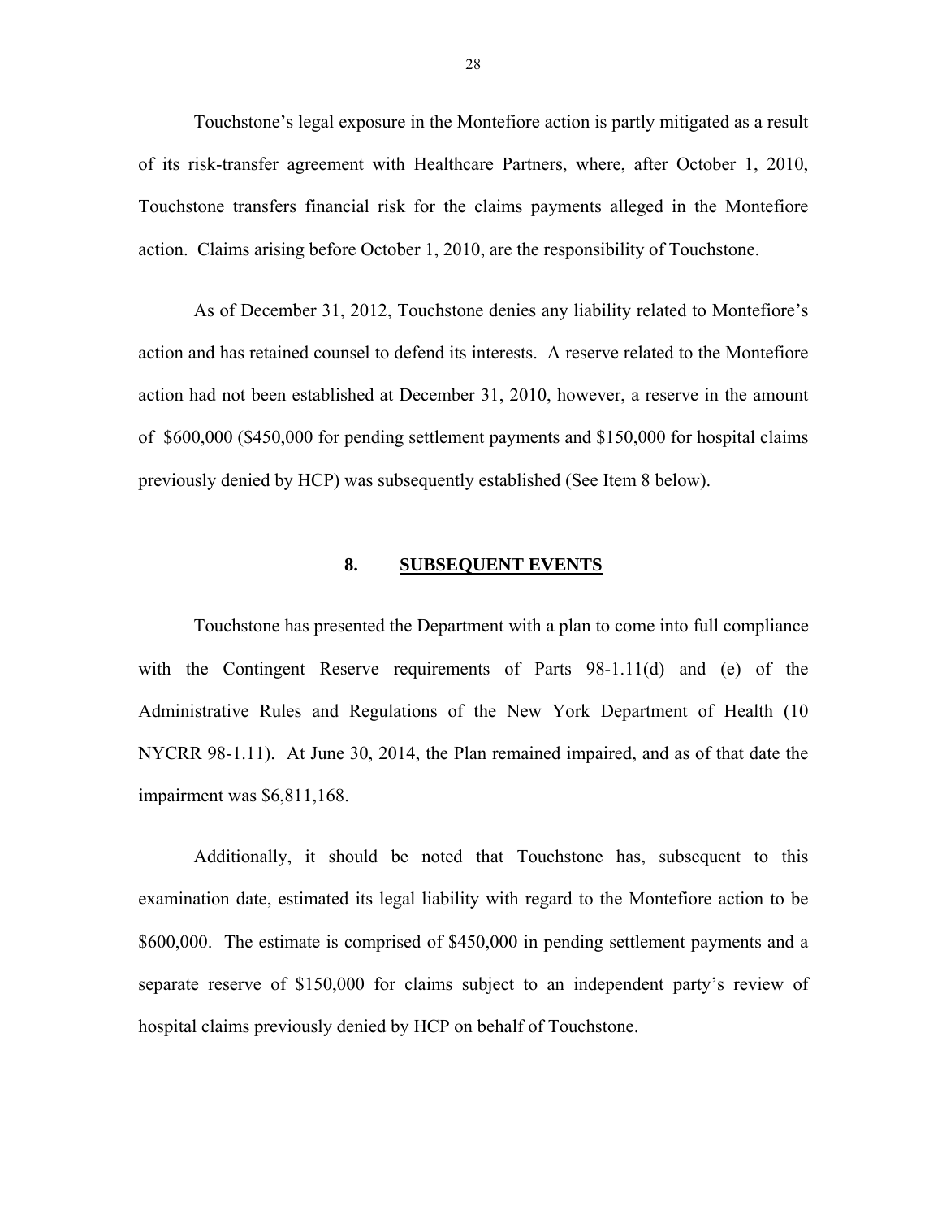Touchstone's legal exposure in the Montefiore action is partly mitigated as a result of its risk-transfer agreement with Healthcare Partners, where, after October 1, 2010, Touchstone transfers financial risk for the claims payments alleged in the Montefiore action. Claims arising before October 1, 2010, are the responsibility of Touchstone.

As of December 31, 2012, Touchstone denies any liability related to Montefiore's action and has retained counsel to defend its interests. A reserve related to the Montefiore action had not been established at December 31, 2010, however, a reserve in the amount of $600,000 ($450,000 for pending settlement payments and $150,000 for hospital claims previously denied by HCP) was subsequently established (See Item 8 below).

## 8. SUBSEQUENT EVENTS

Touchstone has presented the Department with a plan to come into full compliance with the Contingent Reserve requirements of Parts 98-1.11(d) and (e) of the Administrative Rules and Regulations of the New York Department of Health (10 NYCRR 98-1.11). At June 30, 2014, the Plan remained impaired, and as of that date the impairment was $6,811,168.

Additionally, it should be noted that Touchstone has, subsequent to this examination date, estimated its legal liability with regard to the Montefiore action to be $600,000. The estimate is comprised of $450,000 in pending settlement payments and a separate reserve of $150,000 for claims subject to an independent party's review of hospital claims previously denied by HCP on behalf of Touchstone.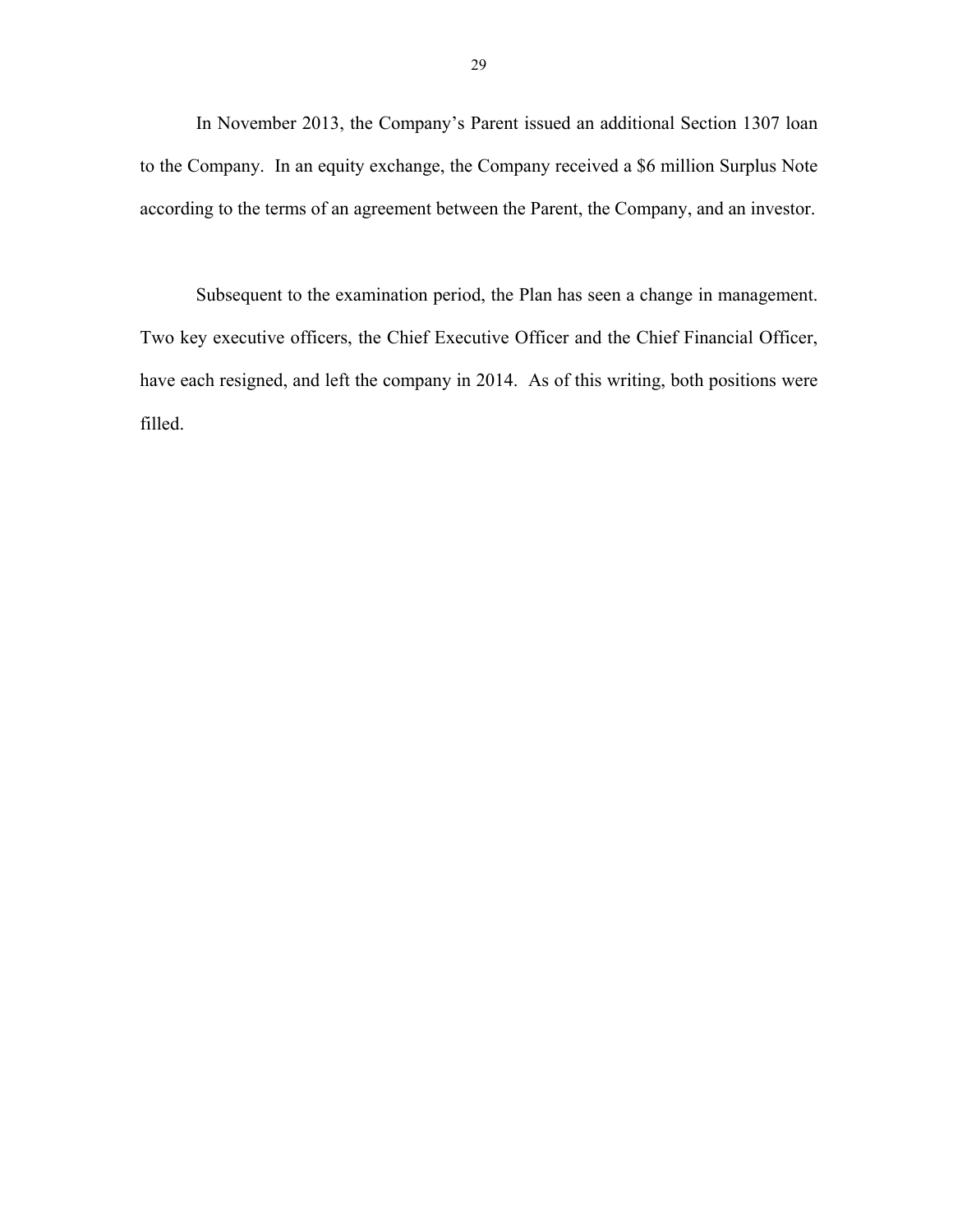In November 2013, the Company's Parent issued an additional Section 1307 loan to the Company. In an equity exchange, the Company received a $6 million Surplus Note according to the terms of an agreement between the Parent, the Company, and an investor.

Subsequent to the examination period, the Plan has seen a change in management. Two key executive officers, the Chief Executive Officer and the Chief Financial Officer, have each resigned, and left the company in 2014. As of this writing, both positions were filled.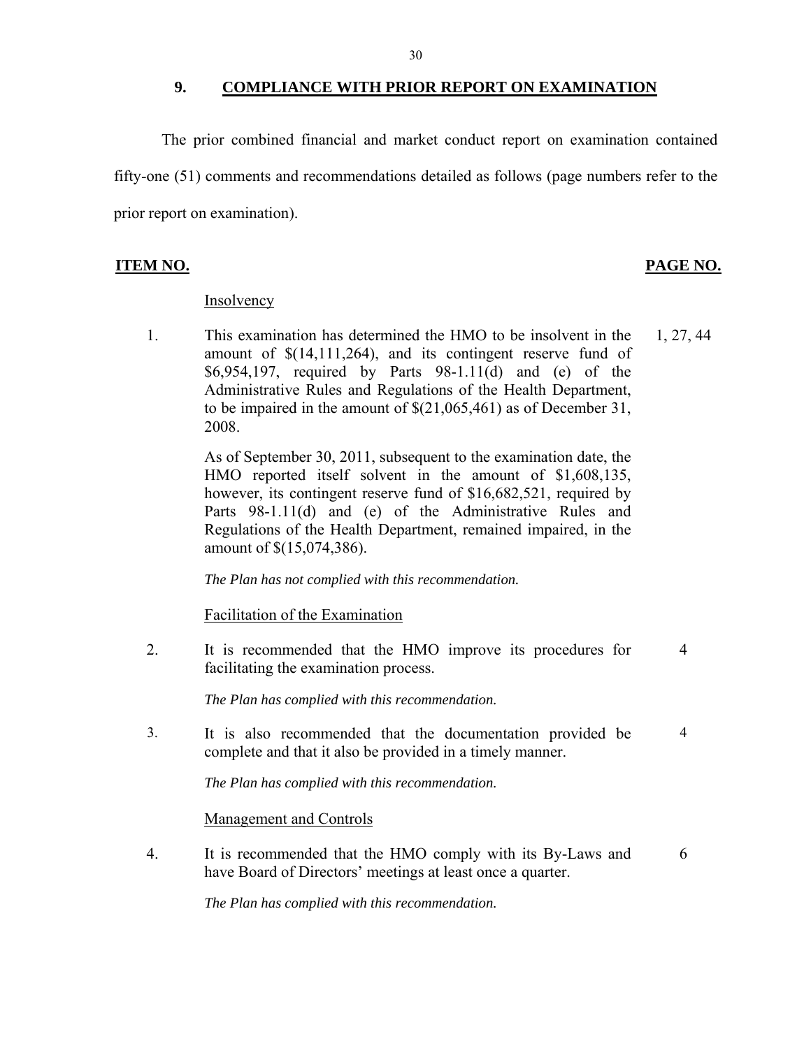## 9. COMPLIANCE WITH PRIOR REPORT ON EXAMINATION

The prior combined financial and market conduct report on examination contained fifty-one (51) comments and recommendations detailed as follows (page numbers refer to the prior report on examination).

| ITEM NO. | | PAGE NO. |
|---|---|---|
| | Insolvency | |
| 1. | This examination has determined the HMO to be insolvent in the amount of $(14,111,264), and its contingent reserve fund of $6,954,197, required by Parts 98-1.11(d) and (e) of the Administrative Rules and Regulations of the Health Department, to be impaired in the amount of $(21,065,461) as of December 31, 2008. | 1, 27, 44 |
| | As of September 30, 2011, subsequent to the examination date, the HMO reported itself solvent in the amount of $1,608,135, however, its contingent reserve fund of $16,682,521, required by Parts 98-1.11(d) and (e) of the Administrative Rules and Regulations of the Health Department, remained impaired, in the amount of $(15,074,386). | |
| | *The Plan has not complied with this recommendation.* | |
| | Facilitation of the Examination | |
| 2. | It is recommended that the HMO improve its procedures for facilitating the examination process. | 4 |
| | *The Plan has complied with this recommendation.* | |
| 3. | It is also recommended that the documentation provided be complete and that it also be provided in a timely manner. | 4 |
| | *The Plan has complied with this recommendation.* | |
| | Management and Controls | |
| 4. | It is recommended that the HMO comply with its By-Laws and have Board of Directors' meetings at least once a quarter. | 6 |
| | *The Plan has complied with this recommendation.* | |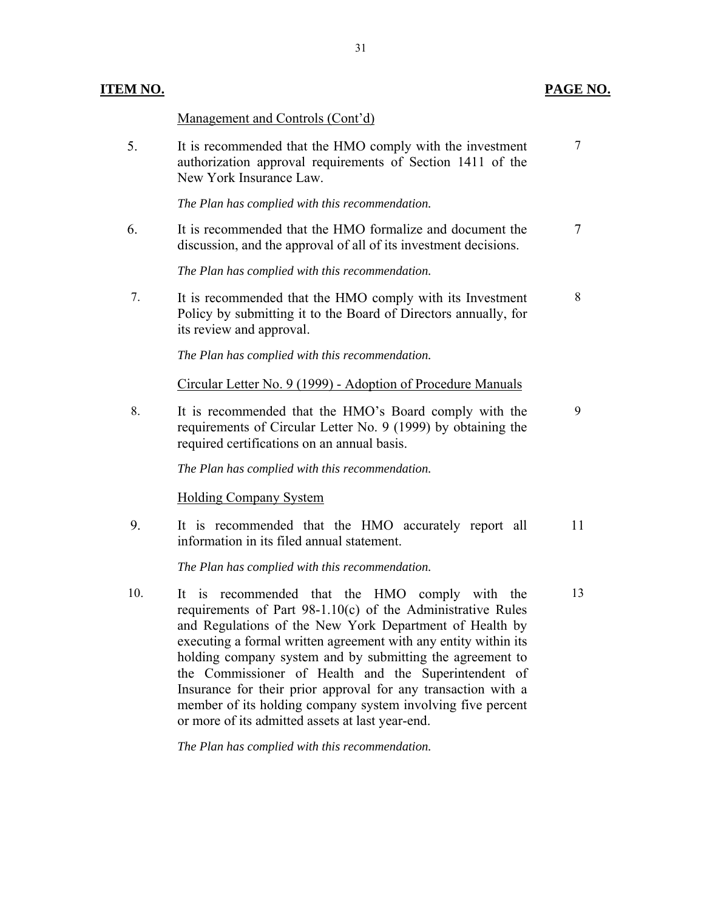| ITEM NO. | | PAGE NO. |
|---|---|---|
| | Management and Controls (Cont'd) | |
| 5. | It is recommended that the HMO comply with the investment authorization approval requirements of Section 1411 of the New York Insurance Law.<br><br>*The Plan has complied with this recommendation.* | 7 |
| 6. | It is recommended that the HMO formalize and document the discussion, and the approval of all of its investment decisions.<br><br>*The Plan has complied with this recommendation.* | 7 |
| 7. | It is recommended that the HMO comply with its Investment Policy by submitting it to the Board of Directors annually, for its review and approval.<br><br>*The Plan has complied with this recommendation.* | 8 |
| | Circular Letter No. 9 (1999) - Adoption of Procedure Manuals | |
| 8. | It is recommended that the HMO's Board comply with the requirements of Circular Letter No. 9 (1999) by obtaining the required certifications on an annual basis.<br><br>*The Plan has complied with this recommendation.* | 9 |
| | Holding Company System | |
| 9. | It is recommended that the HMO accurately report all information in its filed annual statement.<br><br>*The Plan has complied with this recommendation.* | 11 |
| 10. | It is recommended that the HMO comply with the requirements of Part 98-1.10(c) of the Administrative Rules and Regulations of the New York Department of Health by executing a formal written agreement with any entity within its holding company system and by submitting the agreement to the Commissioner of Health and the Superintendent of Insurance for their prior approval for any transaction with a member of its holding company system involving five percent or more of its admitted assets at last year-end.<br><br>*The Plan has complied with this recommendation.* | 13 |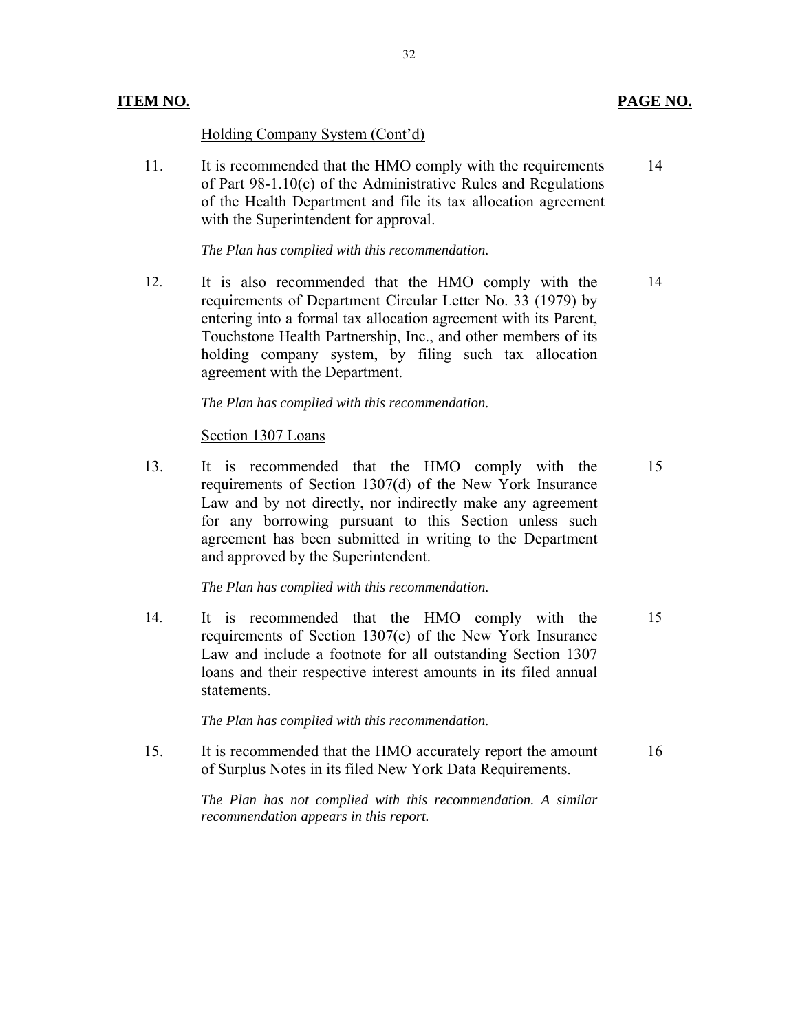| ITEM NO. | | PAGE NO. |
|---|---|---|
| | Holding Company System (Cont'd) | |
| 11. | It is recommended that the HMO comply with the requirements of Part 98-1.10(c) of the Administrative Rules and Regulations of the Health Department and file its tax allocation agreement with the Superintendent for approval.<br><br>*The Plan has complied with this recommendation.* | 14 |
| 12. | It is also recommended that the HMO comply with the requirements of Department Circular Letter No. 33 (1979) by entering into a formal tax allocation agreement with its Parent, Touchstone Health Partnership, Inc., and other members of its holding company system, by filing such tax allocation agreement with the Department.<br><br>*The Plan has complied with this recommendation.* | 14 |
| | Section 1307 Loans | |
| 13. | It is recommended that the HMO comply with the requirements of Section 1307(d) of the New York Insurance Law and by not directly, nor indirectly make any agreement for any borrowing pursuant to this Section unless such agreement has been submitted in writing to the Department and approved by the Superintendent.<br><br>*The Plan has complied with this recommendation.* | 15 |
| 14. | It is recommended that the HMO comply with the requirements of Section 1307(c) of the New York Insurance Law and include a footnote for all outstanding Section 1307 loans and their respective interest amounts in its filed annual statements.<br><br>*The Plan has complied with this recommendation.* | 15 |
| 15. | It is recommended that the HMO accurately report the amount of Surplus Notes in its filed New York Data Requirements.<br><br>*The Plan has not complied with this recommendation. A similar recommendation appears in this report.* | 16 |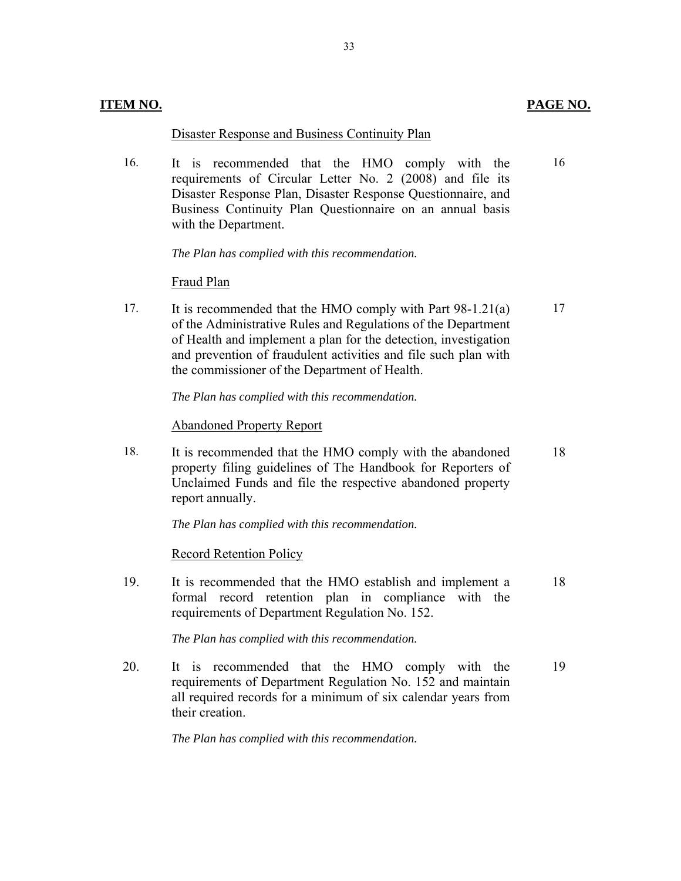| ITEM NO. | | PAGE NO. |
|---|---|---|
| | Disaster Response and Business Continuity Plan | |
| 16. | It is recommended that the HMO comply with the requirements of Circular Letter No. 2 (2008) and file its Disaster Response Plan, Disaster Response Questionnaire, and Business Continuity Plan Questionnaire on an annual basis with the Department. | 16 |
| | *The Plan has complied with this recommendation.* | |
| | Fraud Plan | |
| 17. | It is recommended that the HMO comply with Part 98-1.21(a) of the Administrative Rules and Regulations of the Department of Health and implement a plan for the detection, investigation and prevention of fraudulent activities and file such plan with the commissioner of the Department of Health. | 17 |
| | *The Plan has complied with this recommendation.* | |
| | Abandoned Property Report | |
| 18. | It is recommended that the HMO comply with the abandoned property filing guidelines of The Handbook for Reporters of Unclaimed Funds and file the respective abandoned property report annually. | 18 |
| | *The Plan has complied with this recommendation.* | |
| | Record Retention Policy | |
| 19. | It is recommended that the HMO establish and implement a formal record retention plan in compliance with the requirements of Department Regulation No. 152. | 18 |
| | *The Plan has complied with this recommendation.* | |
| 20. | It is recommended that the HMO comply with the requirements of Department Regulation No. 152 and maintain all required records for a minimum of six calendar years from their creation. | 19 |
| | *The Plan has complied with this recommendation.* | |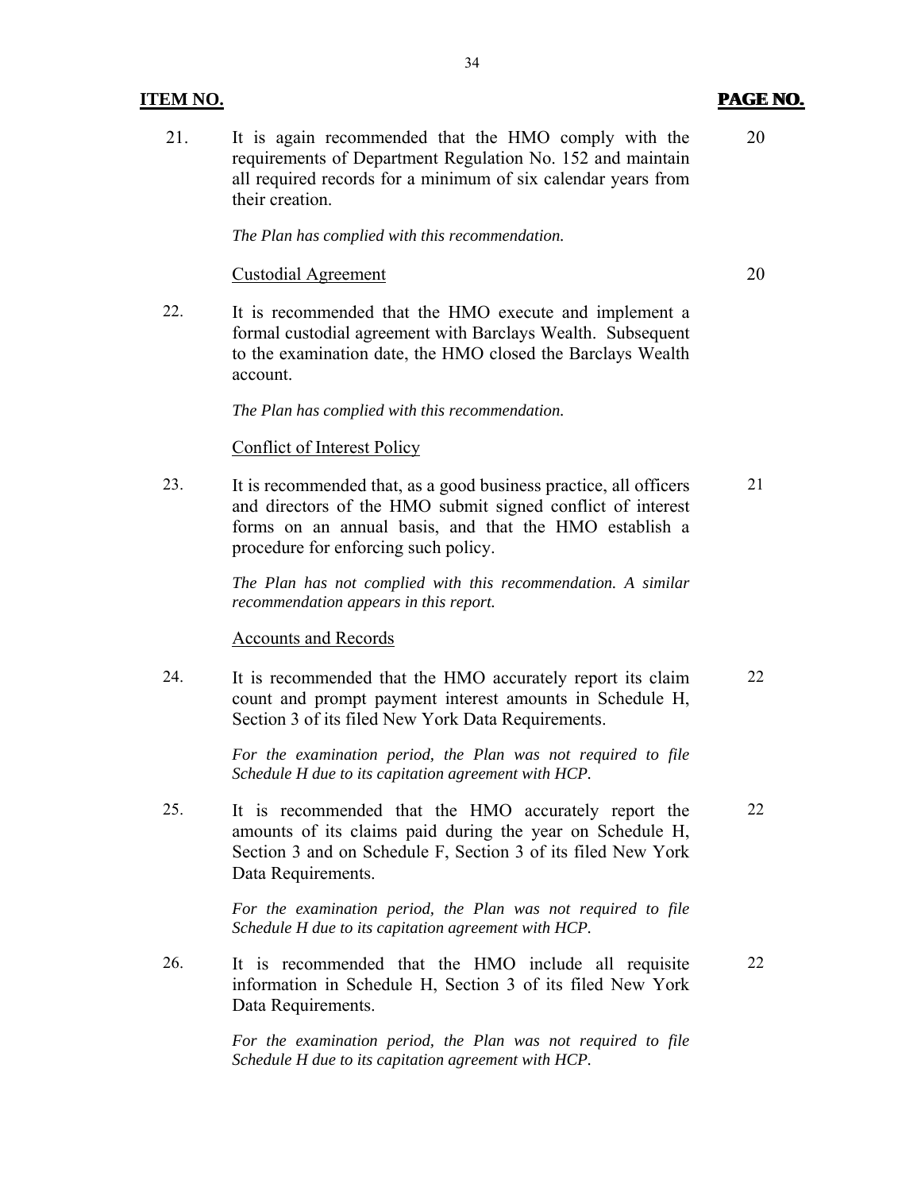| ITEM NO. | | PAGE NO. |
|---|---|---|
| 21. | It is again recommended that the HMO comply with the requirements of Department Regulation No. 152 and maintain all required records for a minimum of six calendar years from their creation.<br><br>*The Plan has complied with this recommendation.* | 20 |
| | Custodial Agreement | 20 |
| 22. | It is recommended that the HMO execute and implement a formal custodial agreement with Barclays Wealth. Subsequent to the examination date, the HMO closed the Barclays Wealth account.<br><br>*The Plan has complied with this recommendation.* | |
| | Conflict of Interest Policy | |
| 23. | It is recommended that, as a good business practice, all officers and directors of the HMO submit signed conflict of interest forms on an annual basis, and that the HMO establish a procedure for enforcing such policy.<br><br>*The Plan has not complied with this recommendation. A similar recommendation appears in this report.* | 21 |
| | Accounts and Records | |
| 24. | It is recommended that the HMO accurately report its claim count and prompt payment interest amounts in Schedule H, Section 3 of its filed New York Data Requirements.<br><br>*For the examination period, the Plan was not required to file Schedule H due to its capitation agreement with HCP.* | 22 |
| 25. | It is recommended that the HMO accurately report the amounts of its claims paid during the year on Schedule H, Section 3 and on Schedule F, Section 3 of its filed New York Data Requirements.<br><br>*For the examination period, the Plan was not required to file Schedule H due to its capitation agreement with HCP.* | 22 |
| 26. | It is recommended that the HMO include all requisite information in Schedule H, Section 3 of its filed New York Data Requirements.<br><br>*For the examination period, the Plan was not required to file Schedule H due to its capitation agreement with HCP.* | 22 |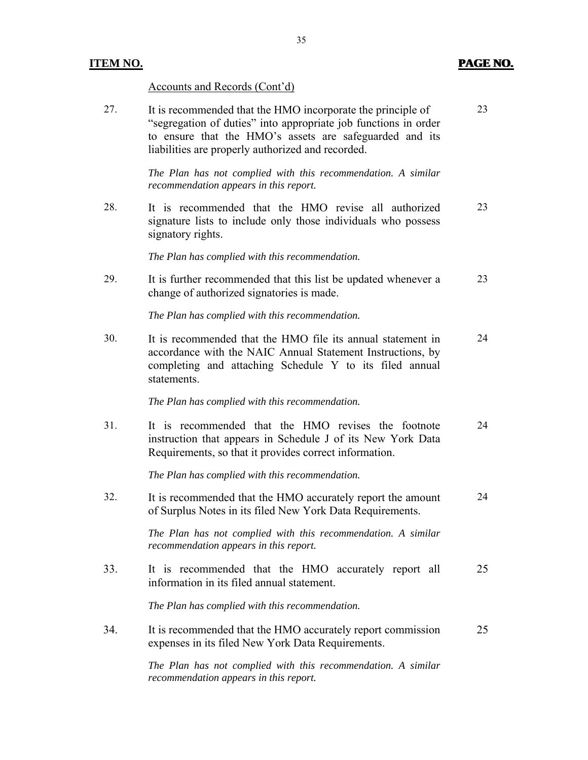| ITEM NO. | | PAGE NO. |
|---|---|---|
| | Accounts and Records (Cont'd) | |
| 27. | It is recommended that the HMO incorporate the principle of "segregation of duties" into appropriate job functions in order to ensure that the HMO's assets are safeguarded and its liabilities are properly authorized and recorded.<br><br>*The Plan has not complied with this recommendation. A similar recommendation appears in this report.* | 23 |
| 28. | It is recommended that the HMO revise all authorized signature lists to include only those individuals who possess signatory rights.<br><br>*The Plan has complied with this recommendation.* | 23 |
| 29. | It is further recommended that this list be updated whenever a change of authorized signatories is made.<br><br>*The Plan has complied with this recommendation.* | 23 |
| 30. | It is recommended that the HMO file its annual statement in accordance with the NAIC Annual Statement Instructions, by completing and attaching Schedule Y to its filed annual statements.<br><br>*The Plan has complied with this recommendation.* | 24 |
| 31. | It is recommended that the HMO revises the footnote instruction that appears in Schedule J of its New York Data Requirements, so that it provides correct information.<br><br>*The Plan has complied with this recommendation.* | 24 |
| 32. | It is recommended that the HMO accurately report the amount of Surplus Notes in its filed New York Data Requirements.<br><br>*The Plan has not complied with this recommendation. A similar recommendation appears in this report.* | 24 |
| 33. | It is recommended that the HMO accurately report all information in its filed annual statement.<br><br>*The Plan has complied with this recommendation.* | 25 |
| 34. | It is recommended that the HMO accurately report commission expenses in its filed New York Data Requirements.<br><br>*The Plan has not complied with this recommendation. A similar recommendation appears in this report.* | 25 |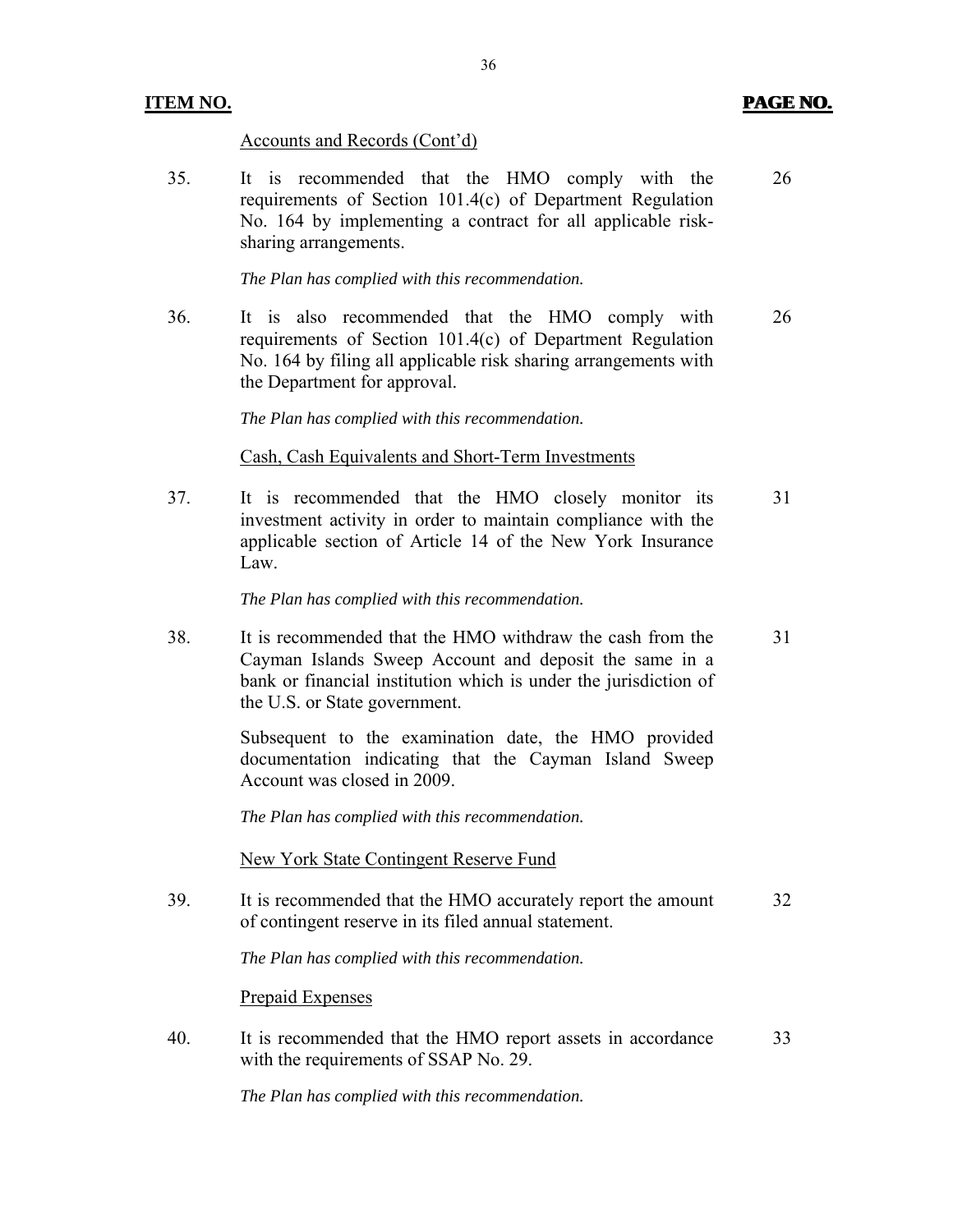| ITEM NO. | | PAGE NO. |
|---|---|---|
| | Accounts and Records (Cont'd) | |
| 35. | It is recommended that the HMO comply with the requirements of Section 101.4(c) of Department Regulation No. 164 by implementing a contract for all applicable risk-sharing arrangements.<br><br>*The Plan has complied with this recommendation.* | 26 |
| 36. | It is also recommended that the HMO comply with requirements of Section 101.4(c) of Department Regulation No. 164 by filing all applicable risk sharing arrangements with the Department for approval.<br><br>*The Plan has complied with this recommendation.* | 26 |
| | Cash, Cash Equivalents and Short-Term Investments | |
| 37. | It is recommended that the HMO closely monitor its investment activity in order to maintain compliance with the applicable section of Article 14 of the New York Insurance Law.<br><br>*The Plan has complied with this recommendation.* | 31 |
| 38. | It is recommended that the HMO withdraw the cash from the Cayman Islands Sweep Account and deposit the same in a bank or financial institution which is under the jurisdiction of the U.S. or State government.<br><br>Subsequent to the examination date, the HMO provided documentation indicating that the Cayman Island Sweep Account was closed in 2009.<br><br>*The Plan has complied with this recommendation.* | 31 |
| | New York State Contingent Reserve Fund | |
| 39. | It is recommended that the HMO accurately report the amount of contingent reserve in its filed annual statement.<br><br>*The Plan has complied with this recommendation.* | 32 |
| | Prepaid Expenses | |
| 40. | It is recommended that the HMO report assets in accordance with the requirements of SSAP No. 29.<br><br>*The Plan has complied with this recommendation.* | 33 |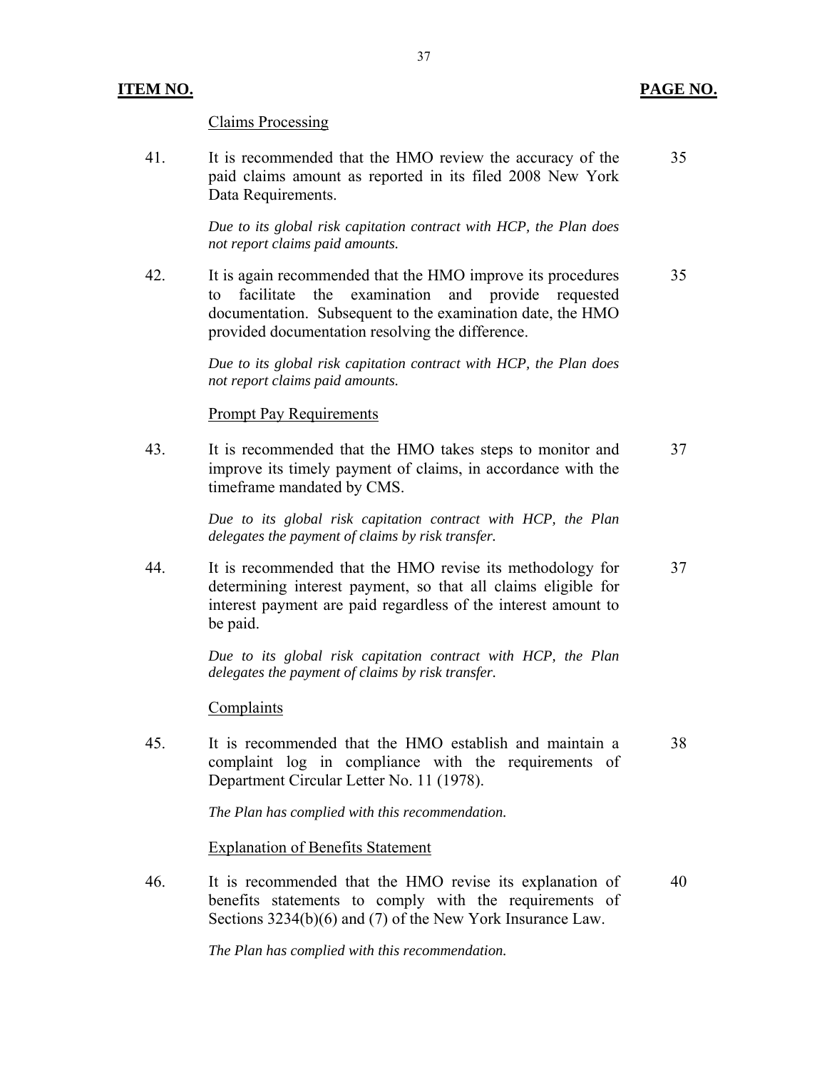| ITEM NO. | | PAGE NO. |
|---|---|---|
| | Claims Processing | |
| 41. | It is recommended that the HMO review the accuracy of the paid claims amount as reported in its filed 2008 New York Data Requirements.<br><br>*Due to its global risk capitation contract with HCP, the Plan does not report claims paid amounts.* | 35 |
| 42. | It is again recommended that the HMO improve its procedures to facilitate the examination and provide requested documentation. Subsequent to the examination date, the HMO provided documentation resolving the difference.<br><br>*Due to its global risk capitation contract with HCP, the Plan does not report claims paid amounts.* | 35 |
| | Prompt Pay Requirements | |
| 43. | It is recommended that the HMO takes steps to monitor and improve its timely payment of claims, in accordance with the timeframe mandated by CMS.<br><br>*Due to its global risk capitation contract with HCP, the Plan delegates the payment of claims by risk transfer.* | 37 |
| 44. | It is recommended that the HMO revise its methodology for determining interest payment, so that all claims eligible for interest payment are paid regardless of the interest amount to be paid.<br><br>*Due to its global risk capitation contract with HCP, the Plan delegates the payment of claims by risk transfer.* | 37 |
| | Complaints | |
| 45. | It is recommended that the HMO establish and maintain a complaint log in compliance with the requirements of Department Circular Letter No. 11 (1978).<br><br>*The Plan has complied with this recommendation.* | 38 |
| | Explanation of Benefits Statement | |
| 46. | It is recommended that the HMO revise its explanation of benefits statements to comply with the requirements of Sections 3234(b)(6) and (7) of the New York Insurance Law.<br><br>*The Plan has complied with this recommendation.* | 40 |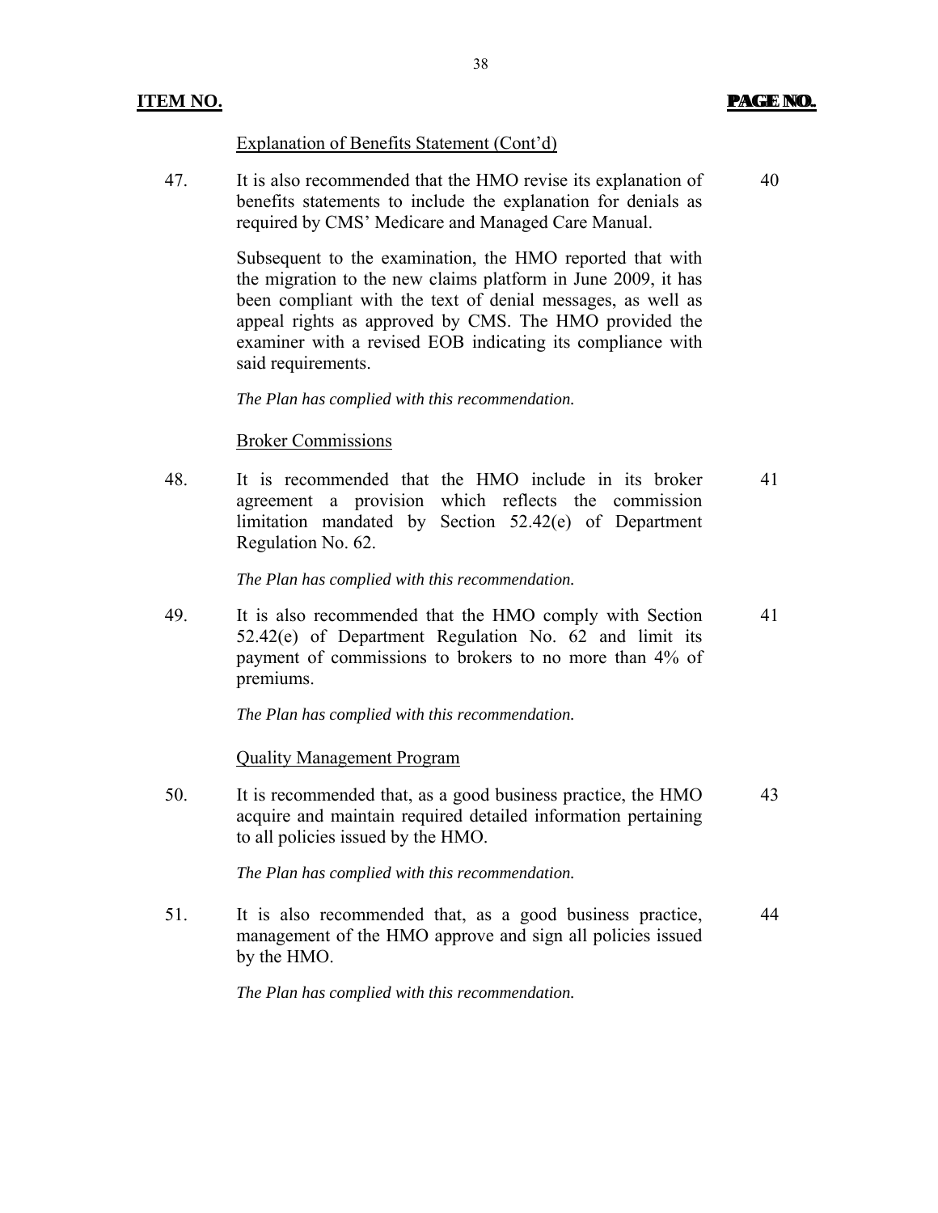| ITEM NO. | | PAGE NO. |
|---|---|---|
| | Explanation of Benefits Statement (Cont'd) | |
| 47. | It is also recommended that the HMO revise its explanation of benefits statements to include the explanation for denials as required by CMS' Medicare and Managed Care Manual.<br><br>Subsequent to the examination, the HMO reported that with the migration to the new claims platform in June 2009, it has been compliant with the text of denial messages, as well as appeal rights as approved by CMS. The HMO provided the examiner with a revised EOB indicating its compliance with said requirements.<br><br>*The Plan has complied with this recommendation.* | 40 |
| | Broker Commissions | |
| 48. | It is recommended that the HMO include in its broker agreement a provision which reflects the commission limitation mandated by Section 52.42(e) of Department Regulation No. 62.<br><br>*The Plan has complied with this recommendation.* | 41 |
| 49. | It is also recommended that the HMO comply with Section 52.42(e) of Department Regulation No. 62 and limit its payment of commissions to brokers to no more than 4% of premiums.<br><br>*The Plan has complied with this recommendation.* | 41 |
| | Quality Management Program | |
| 50. | It is recommended that, as a good business practice, the HMO acquire and maintain required detailed information pertaining to all policies issued by the HMO.<br><br>*The Plan has complied with this recommendation.* | 43 |
| 51. | It is also recommended that, as a good business practice, management of the HMO approve and sign all policies issued by the HMO.<br><br>*The Plan has complied with this recommendation.* | 44 |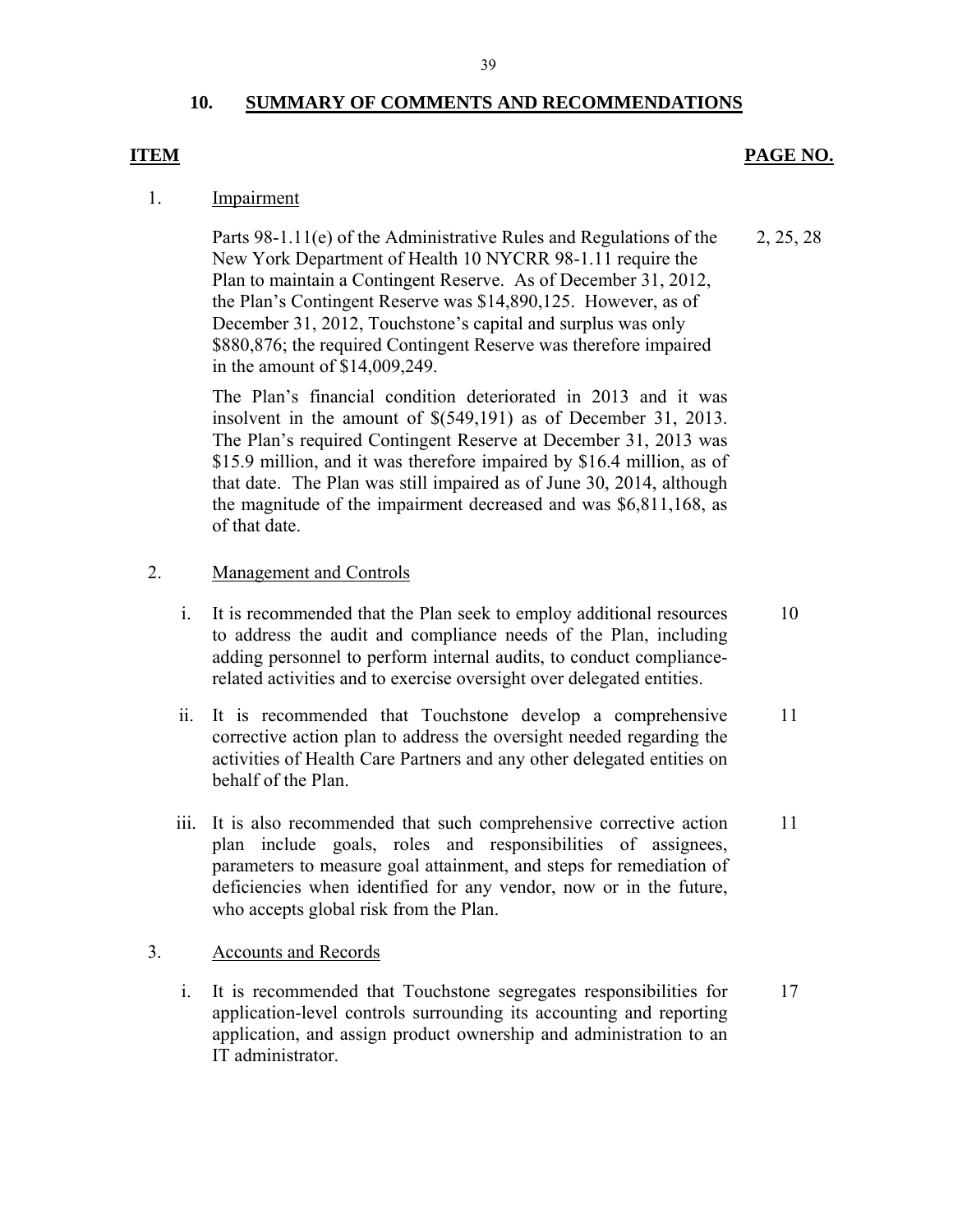## 10. SUMMARY OF COMMENTS AND RECOMMENDATIONS

| ITEM | | PAGE NO. |
|---|---|---|
| 1. | **Impairment** | |
| | Parts 98-1.11(e) of the Administrative Rules and Regulations of the New York Department of Health 10 NYCRR 98-1.11 require the Plan to maintain a Contingent Reserve. As of December 31, 2012, the Plan's Contingent Reserve was $14,890,125. However, as of December 31, 2012, Touchstone's capital and surplus was only $880,876; the required Contingent Reserve was therefore impaired in the amount of $14,009,249. | 2, 25, 28 |
| | The Plan's financial condition deteriorated in 2013 and it was insolvent in the amount of $(549,191) as of December 31, 2013. The Plan's required Contingent Reserve at December 31, 2013 was $15.9 million, and it was therefore impaired by $16.4 million, as of that date. The Plan was still impaired as of June 30, 2014, although the magnitude of the impairment decreased and was $6,811,168, as of that date. | |
| 2. | **Management and Controls** | |
| | i. It is recommended that the Plan seek to employ additional resources to address the audit and compliance needs of the Plan, including adding personnel to perform internal audits, to conduct compliance-related activities and to exercise oversight over delegated entities. | 10 |
| | ii. It is recommended that Touchstone develop a comprehensive corrective action plan to address the oversight needed regarding the activities of Health Care Partners and any other delegated entities on behalf of the Plan. | 11 |
| | iii. It is also recommended that such comprehensive corrective action plan include goals, roles and responsibilities of assignees, parameters to measure goal attainment, and steps for remediation of deficiencies when identified for any vendor, now or in the future, who accepts global risk from the Plan. | 11 |
| 3. | **Accounts and Records** | |
| | i. It is recommended that Touchstone segregates responsibilities for application-level controls surrounding its accounting and reporting application, and assign product ownership and administration to an IT administrator. | 17 |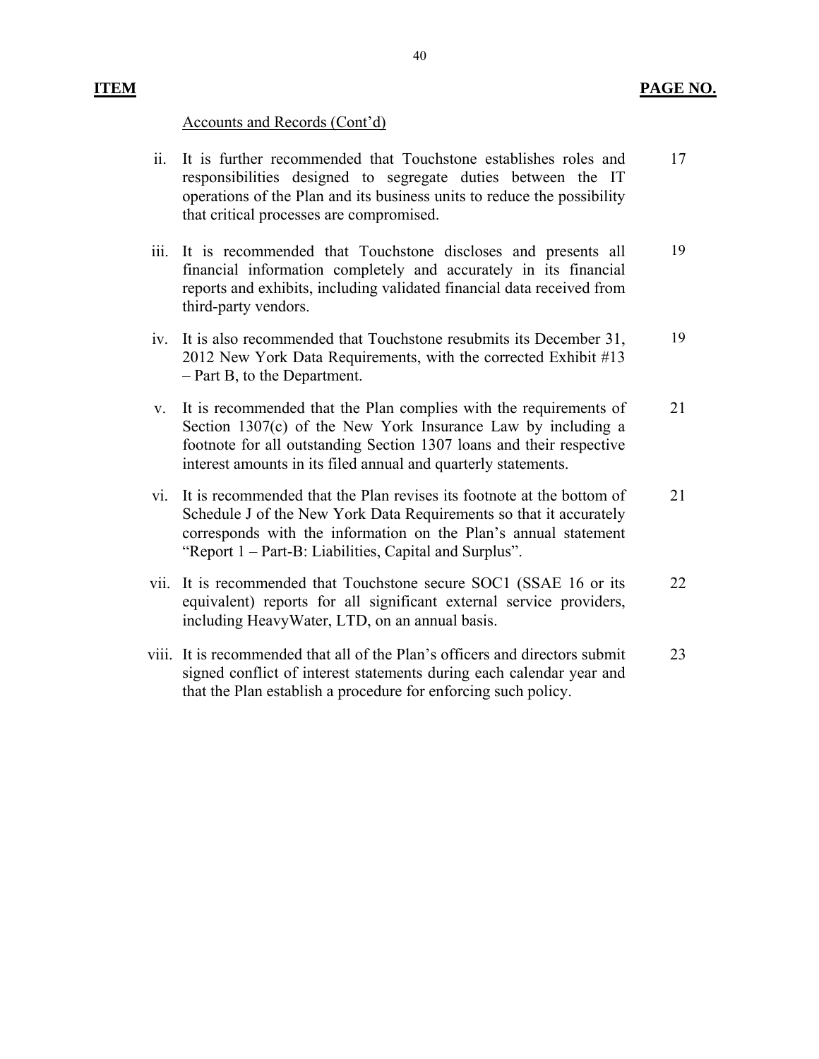| ITEM | | PAGE NO. |
|---|---|---|
| | Accounts and Records (Cont'd) | |
| ii. | It is further recommended that Touchstone establishes roles and responsibilities designed to segregate duties between the IT operations of the Plan and its business units to reduce the possibility that critical processes are compromised. | 17 |
| iii. | It is recommended that Touchstone discloses and presents all financial information completely and accurately in its financial reports and exhibits, including validated financial data received from third-party vendors. | 19 |
| iv. | It is also recommended that Touchstone resubmits its December 31, 2012 New York Data Requirements, with the corrected Exhibit #13 – Part B, to the Department. | 19 |
| v. | It is recommended that the Plan complies with the requirements of Section 1307(c) of the New York Insurance Law by including a footnote for all outstanding Section 1307 loans and their respective interest amounts in its filed annual and quarterly statements. | 21 |
| vi. | It is recommended that the Plan revises its footnote at the bottom of Schedule J of the New York Data Requirements so that it accurately corresponds with the information on the Plan's annual statement "Report 1 – Part-B: Liabilities, Capital and Surplus". | 21 |
| vii. | It is recommended that Touchstone secure SOC1 (SSAE 16 or its equivalent) reports for all significant external service providers, including HeavyWater, LTD, on an annual basis. | 22 |
| viii. | It is recommended that all of the Plan's officers and directors submit signed conflict of interest statements during each calendar year and that the Plan establish a procedure for enforcing such policy. | 23 |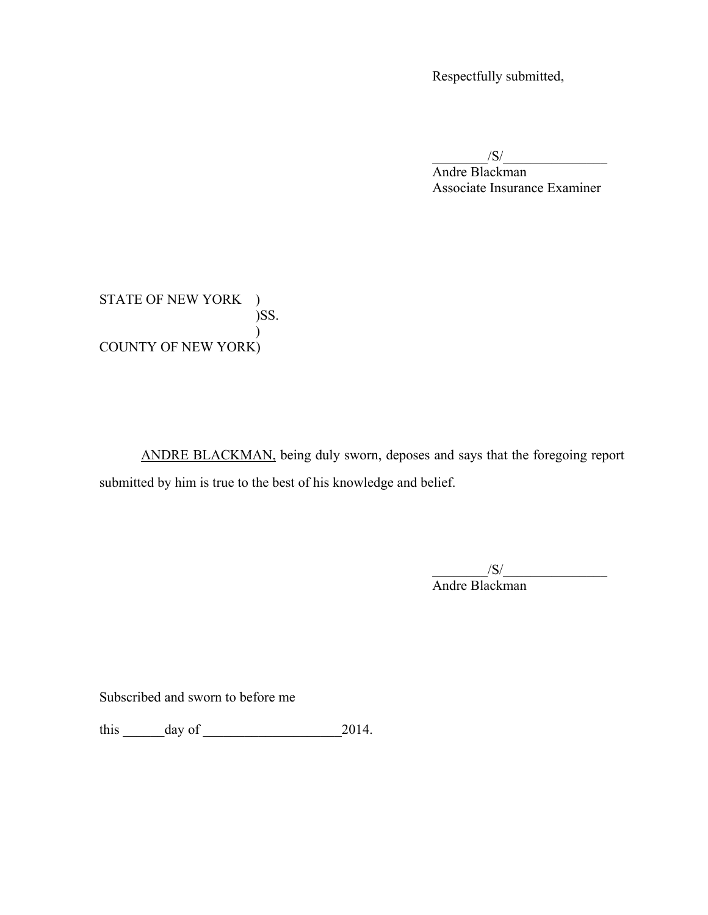Respectfully submitted,

________/S/_______________
Andre Blackman
Associate Insurance Examiner

STATE OF NEW YORK )
)SS.
)
COUNTY OF NEW YORK)

ANDRE BLACKMAN, being duly sworn, deposes and says that the foregoing report submitted by him is true to the best of his knowledge and belief.

________/S/_______________
Andre Blackman

Subscribed and sworn to before me

this ______day of ____________________2014.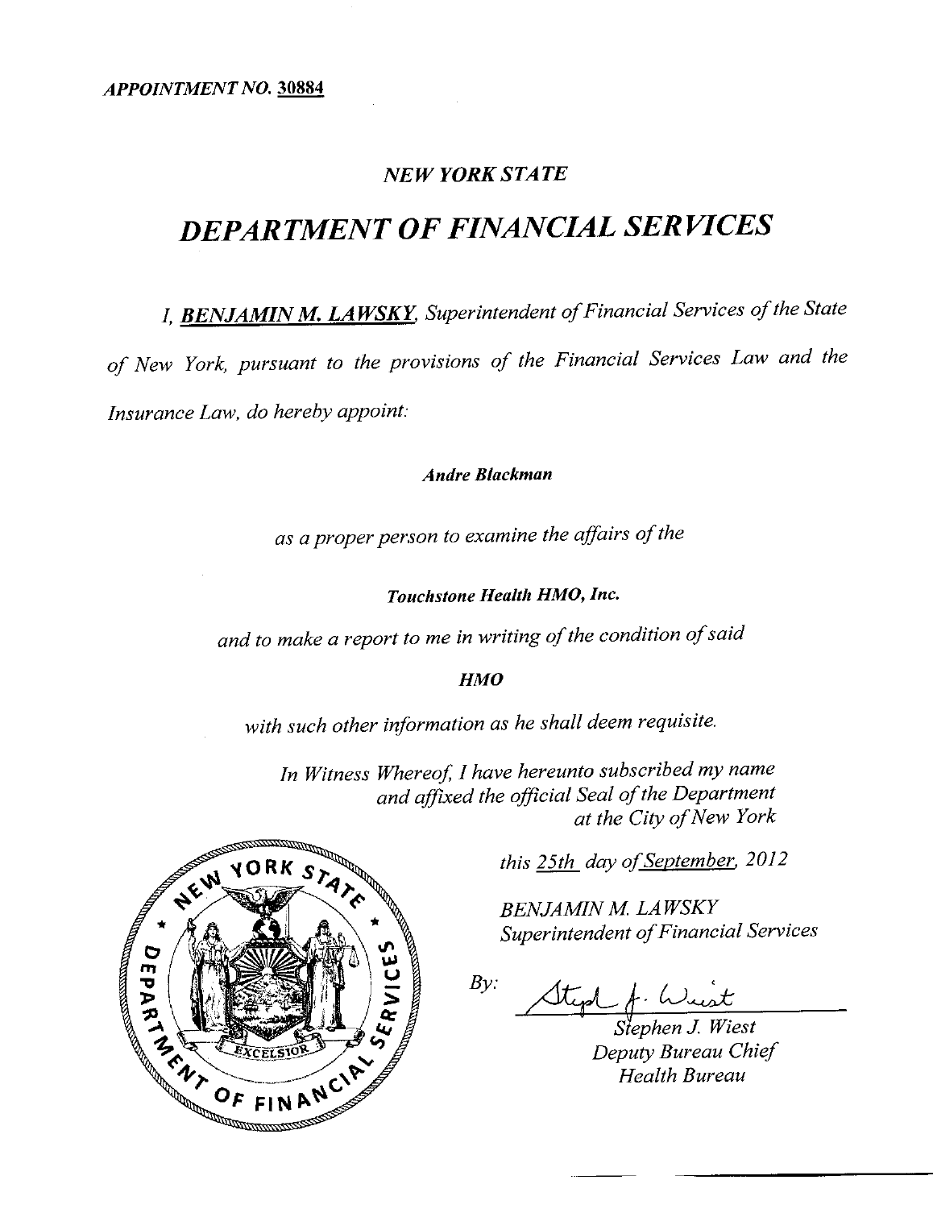*APPOINTMENT NO.* 30884

## *NEW YORK STATE*

# *DEPARTMENT OF FINANCIAL SERVICES*

*I,* ***BENJAMIN M. LAWSKY****, Superintendent of Financial Services of the State of New York, pursuant to the provisions of the Financial Services Law and the Insurance Law, do hereby appoint:*

***Andre Blackman***

*as a proper person to examine the affairs of the*

***Touchstone Health HMO, Inc.***

*and to make a report to me in writing of the condition of said*

***HMO***

*with such other information as he shall deem requisite.*

*In Witness Whereof, I have hereunto subscribed my name and affixed the official Seal of the Department at the City of New York*

*this 25th day of September, 2012*

*BENJAMIN M. LAWSKY*
*Superintendent of Financial Services*

*By:* Steph J. Wiest

*Stephen J. Wiest*
*Deputy Bureau Chief*
*Health Bureau*

NEW YORK STATE ★ DEPARTMENT OF FINANCIAL SERVICES ★ EXCELSIOR